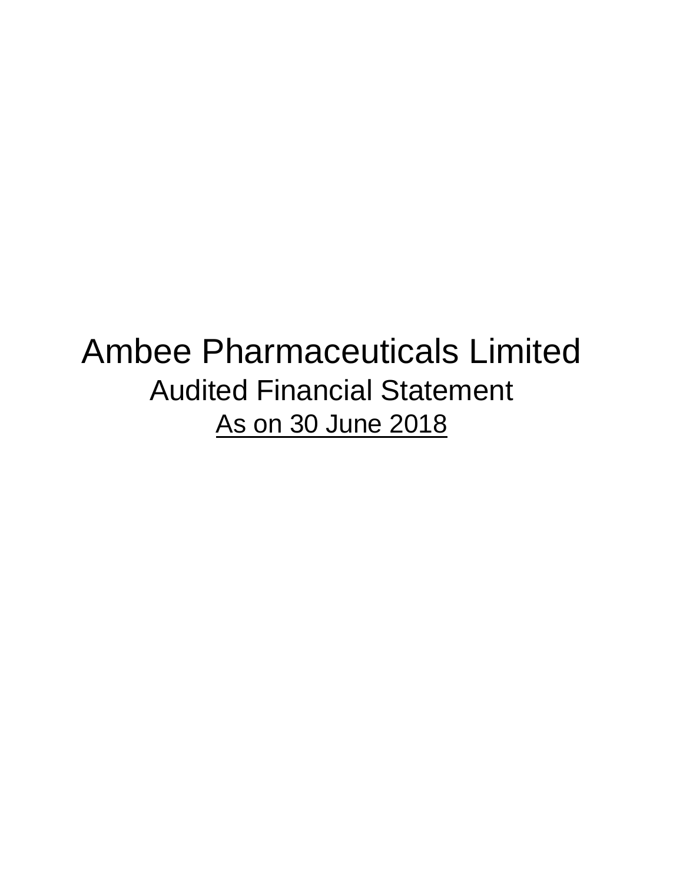# Ambee Pharmaceuticals Limited

## Audited Financial Statement

<u>As on 30 June 2018</u>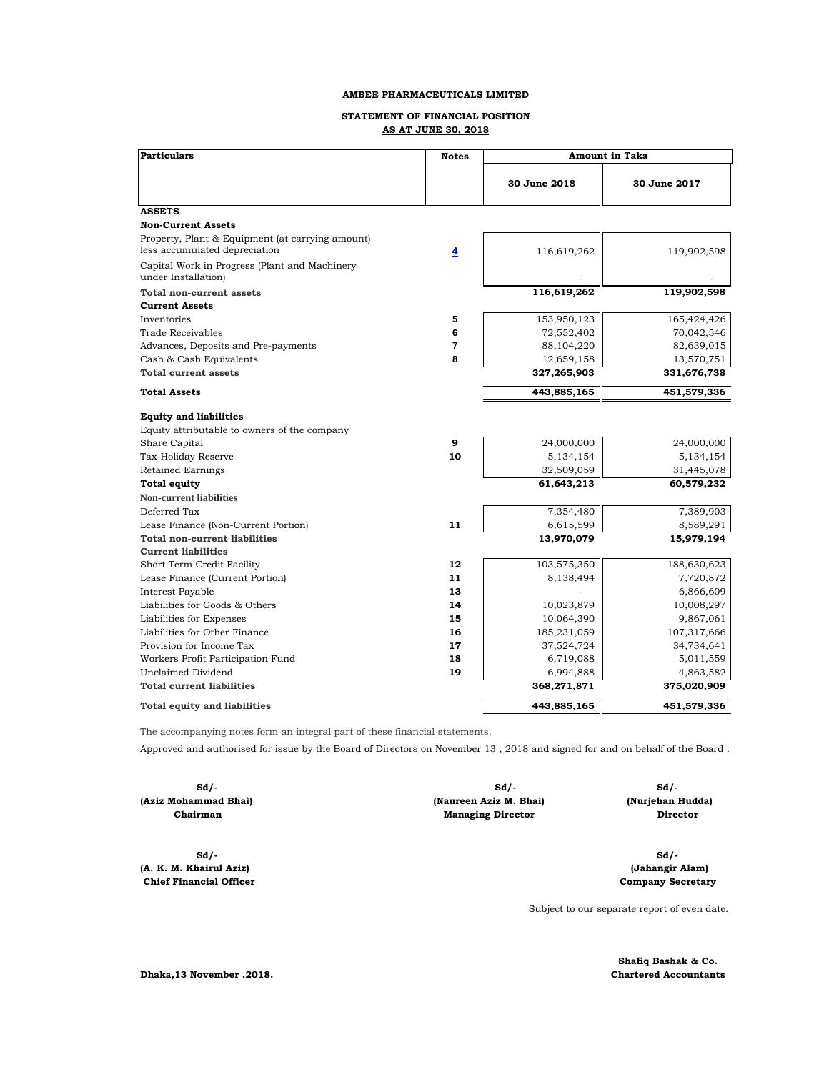**AMBEE PHARMACEUTICALS LIMITED**

**STATEMENT OF FINANCIAL POSITION**
**AS AT JUNE 30, 2018**

| Particulars | Notes | Amount in Taka | |
|---|---|---|---|
| | | **30 June 2018** | **30 June 2017** |
| **ASSETS** | | | |
| **Non-Current Assets** | | | |
| Property, Plant & Equipment (at carrying amount) less accumulated depreciation | 4 | 116,619,262 | 119,902,598 |
| Capital Work in Progress (Plant and Machinery under Installation) | | - | - |
| **Total non-current assets** | | **116,619,262** | **119,902,598** |
| **Current Assets** | | | |
| Inventories | 5 | 153,950,123 | 165,424,426 |
| Trade Receivables | 6 | 72,552,402 | 70,042,546 |
| Advances, Deposits and Pre-payments | 7 | 88,104,220 | 82,639,015 |
| Cash & Cash Equivalents | 8 | 12,659,158 | 13,570,751 |
| **Total current assets** | | **327,265,903** | **331,676,738** |
| **Total Assets** | | **443,885,165** | **451,579,336** |
| **Equity and liabilities** | | | |
| Equity attributable to owners of the company | | | |
| Share Capital | 9 | 24,000,000 | 24,000,000 |
| Tax-Holiday Reserve | 10 | 5,134,154 | 5,134,154 |
| Retained Earnings | | 32,509,059 | 31,445,078 |
| **Total equity** | | **61,643,213** | **60,579,232** |
| **Non-current liabilities** | | | |
| Deferred Tax | | 7,354,480 | 7,389,903 |
| Lease Finance (Non-Current Portion) | 11 | 6,615,599 | 8,589,291 |
| **Total non-current liabilities** | | **13,970,079** | **15,979,194** |
| **Current liabilities** | | | |
| Short Term Credit Facility | 12 | 103,575,350 | 188,630,623 |
| Lease Finance (Current Portion) | 11 | 8,138,494 | 7,720,872 |
| Interest Payable | 13 | - | 6,866,609 |
| Liabilities for Goods & Others | 14 | 10,023,879 | 10,008,297 |
| Liabilities for Expenses | 15 | 10,064,390 | 9,867,061 |
| Liabilities for Other Finance | 16 | 185,231,059 | 107,317,666 |
| Provision for Income Tax | 17 | 37,524,724 | 34,734,641 |
| Workers Profit Participation Fund | 18 | 6,719,088 | 5,011,559 |
| Unclaimed Dividend | 19 | 6,994,888 | 4,863,582 |
| **Total current liabilities** | | **368,271,871** | **375,020,909** |
| **Total equity and liabilities** | | **443,885,165** | **451,579,336** |

The accompanying notes form an integral part of these financial statements.

Approved and authorised for issue by the Board of Directors on November 13 , 2018 and signed for and on behalf of the Board :

| Sd/- | Sd/- | Sd/- |
|---|---|---|
| **(Aziz Mohammad Bhai)** | **(Naureen Aziz M. Bhai)** | **(Nurjehan Hudda)** |
| **Chairman** | **Managing Director** | **Director** |

| Sd/- | Sd/- |
|---|---|
| **(A. K. M. Khairul Aziz)** | **(Jahangir Alam)** |
| **Chief Financial Officer** | **Company Secretary** |

Subject to our separate report of even date.

**Dhaka,13 November .2018.**

**Shafiq Bashak & Co.**
**Chartered Accountants**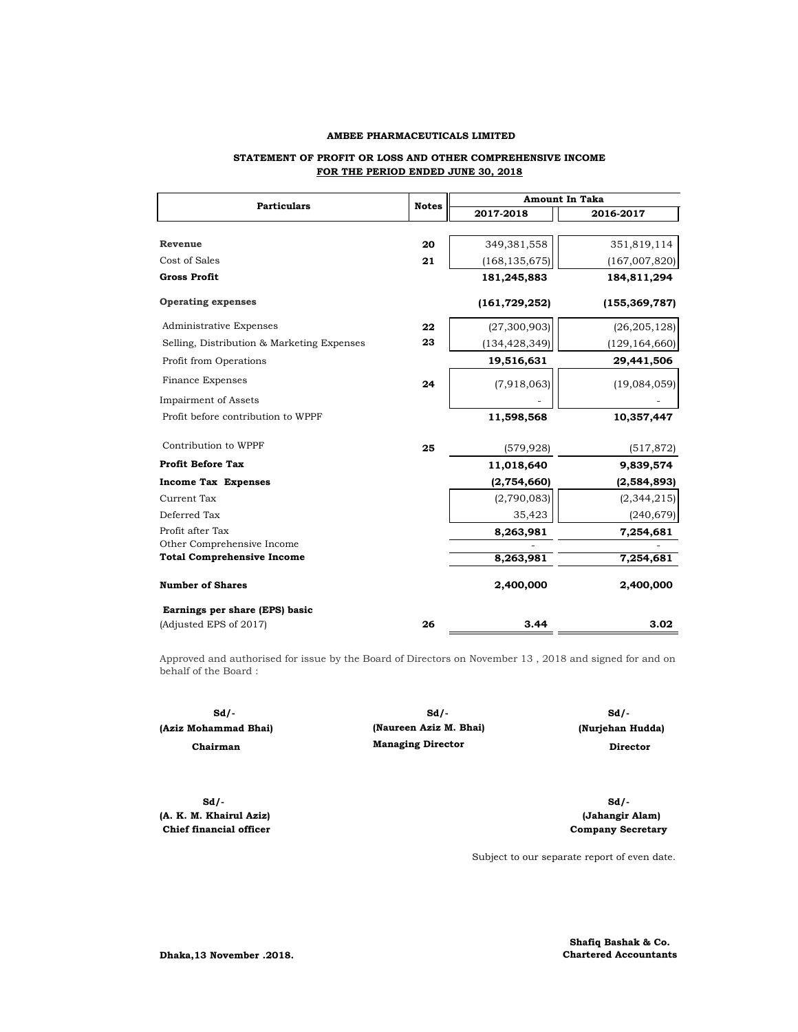**AMBEE PHARMACEUTICALS LIMITED**

**STATEMENT OF PROFIT OR LOSS AND OTHER COMPREHENSIVE INCOME**
**FOR THE PERIOD ENDED JUNE 30, 2018**

| Particulars | Notes | Amount In Taka | |
|---|---|---|---|
| | | 2017-2018 | 2016-2017 |
| **Revenue** | 20 | 349,381,558 | 351,819,114 |
| Cost of Sales | 21 | (168,135,675) | (167,007,820) |
| **Gross Profit** | | **181,245,883** | **184,811,294** |
| **Operating expenses** | | **(161,729,252)** | **(155,369,787)** |
| Administrative Expenses | 22 | (27,300,903) | (26,205,128) |
| Selling, Distribution & Marketing Expenses | 23 | (134,428,349) | (129,164,660) |
| Profit from Operations | | **19,516,631** | **29,441,506** |
| Finance Expenses | 24 | (7,918,063) | (19,084,059) |
| Impairment of Assets | | - | - |
| Profit before contribution to WPPF | | **11,598,568** | **10,357,447** |
| Contribution to WPPF | 25 | (579,928) | (517,872) |
| **Profit Before Tax** | | **11,018,640** | **9,839,574** |
| **Income Tax Expenses** | | **(2,754,660)** | **(2,584,893)** |
| Current Tax | | (2,790,083) | (2,344,215) |
| Deferred Tax | | 35,423 | (240,679) |
| Profit after Tax | | **8,263,981** | **7,254,681** |
| Other Comprehensive Income | | - | - |
| **Total Comprehensive Income** | | **8,263,981** | **7,254,681** |
| **Number of Shares** | | **2,400,000** | **2,400,000** |
| **Earnings per share (EPS) basic** (Adjusted EPS of 2017) | 26 | **3.44** | **3.02** |

Approved and authorised for issue by the Board of Directors on November 13 , 2018 and signed for and on behalf of the Board :

| Sd/- | Sd/- | Sd/- |
|---|---|---|
| **(Aziz Mohammad Bhai)** | **(Naureen Aziz M. Bhai)** | **(Nurjehan Hudda)** |
| **Chairman** | **Managing Director** | **Director** |

| Sd/- | Sd/- |
|---|---|
| **(A. K. M. Khairul Aziz)** | **(Jahangir Alam)** |
| **Chief financial officer** | **Company Secretary** |

Subject to our separate report of even date.

**Dhaka,13 November .2018.**

**Shafiq Bashak & Co.**
**Chartered Accountants**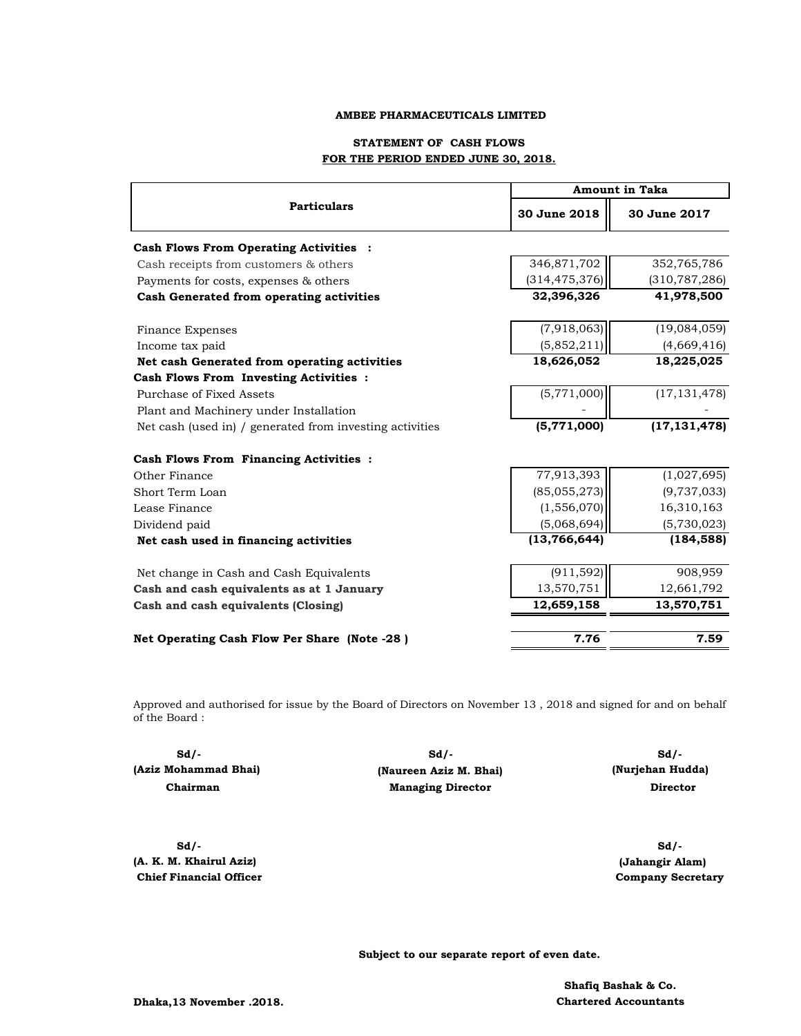**AMBEE PHARMACEUTICALS LIMITED**

**STATEMENT OF CASH FLOWS**

**FOR THE PERIOD ENDED JUNE 30, 2018.**

| Particulars | Amount in Taka | |
|---|---|---|
| | **30 June 2018** | **30 June 2017** |
| **Cash Flows From Operating Activities :** | | |
| Cash receipts from customers & others | 346,871,702 | 352,765,786 |
| Payments for costs, expenses & others | (314,475,376) | (310,787,286) |
| **Cash Generated from operating activities** | **32,396,326** | **41,978,500** |
| Finance Expenses | (7,918,063) | (19,084,059) |
| Income tax paid | (5,852,211) | (4,669,416) |
| **Net cash Generated from operating activities** | **18,626,052** | **18,225,025** |
| **Cash Flows From Investing Activities :** | | |
| Purchase of Fixed Assets | (5,771,000) | (17,131,478) |
| Plant and Machinery under Installation | - | - |
| Net cash (used in) / generated from investing activities | **(5,771,000)** | **(17,131,478)** |
| **Cash Flows From Financing Activities :** | | |
| Other Finance | 77,913,393 | (1,027,695) |
| Short Term Loan | (85,055,273) | (9,737,033) |
| Lease Finance | (1,556,070) | 16,310,163 |
| Dividend paid | (5,068,694) | (5,730,023) |
| **Net cash used in financing activities** | **(13,766,644)** | **(184,588)** |
| Net change in Cash and Cash Equivalents | (911,592) | 908,959 |
| **Cash and cash equivalents as at 1 January** | 13,570,751 | 12,661,792 |
| **Cash and cash equivalents (Closing)** | **12,659,158** | **13,570,751** |
| **Net Operating Cash Flow Per Share (Note -28 )** | **7.76** | **7.59** |

Approved and authorised for issue by the Board of Directors on November 13 , 2018 and signed for and on behalf of the Board :

| Sd/- | Sd/- | Sd/- |
|---|---|---|
| **(Aziz Mohammad Bhai)** | **(Naureen Aziz M. Bhai)** | **(Nurjehan Hudda)** |
| **Chairman** | **Managing Director** | **Director** |

| Sd/- | Sd/- |
|---|---|
| **(A. K. M. Khairul Aziz)** | **(Jahangir Alam)** |
| **Chief Financial Officer** | **Company Secretary** |

**Subject to our separate report of even date.**

**Shafiq Bashak & Co.**
**Chartered Accountants**

**Dhaka,13 November .2018.**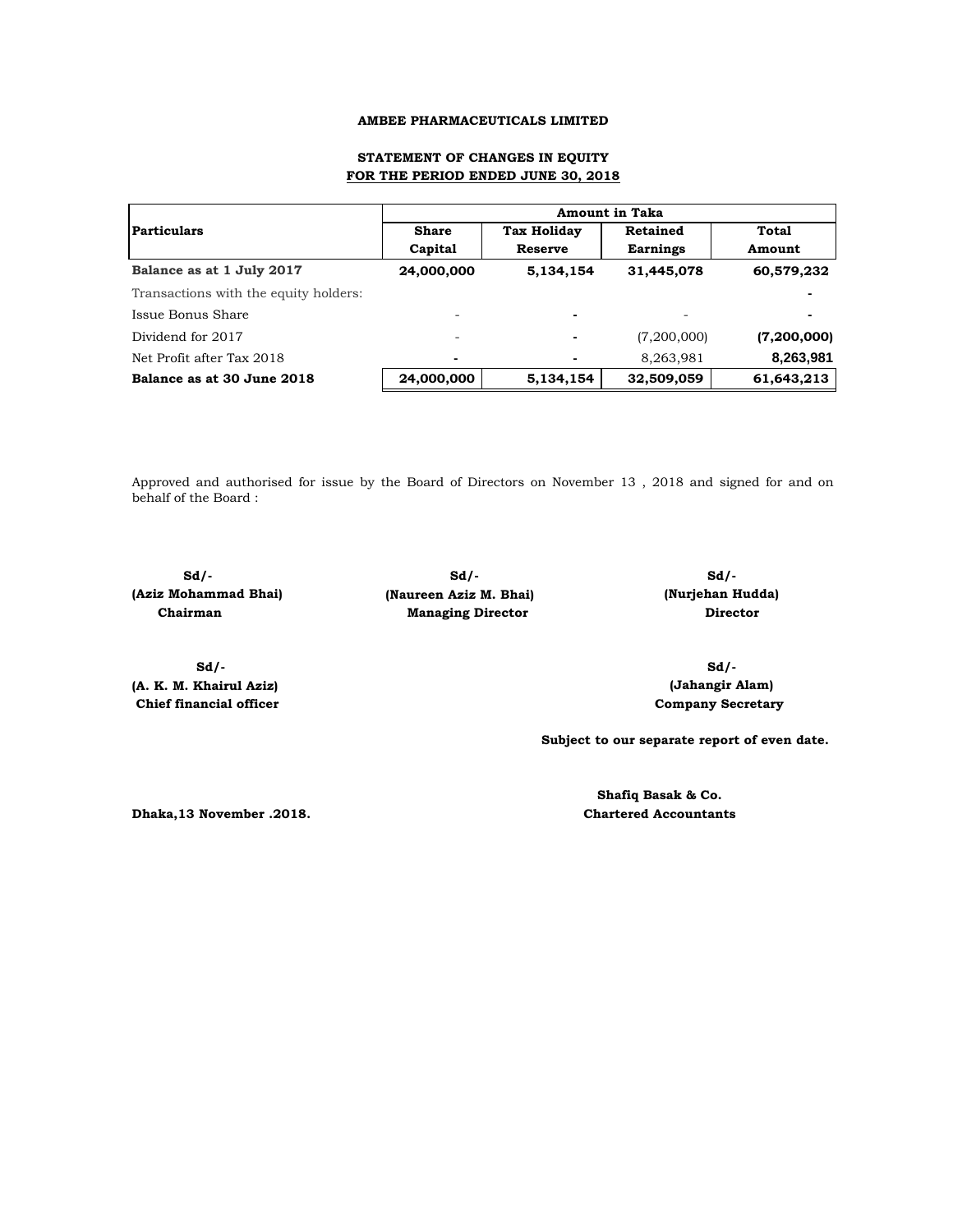**AMBEE PHARMACEUTICALS LIMITED**

**STATEMENT OF CHANGES IN EQUITY**
**FOR THE PERIOD ENDED JUNE 30, 2018**

| Particulars | Amount in Taka | | | |
|---|---|---|---|---|
| | Share Capital | Tax Holiday Reserve | Retained Earnings | Total Amount |
| **Balance as at 1 July 2017** | **24,000,000** | **5,134,154** | **31,445,078** | **60,579,232** |
| Transactions with the equity holders: | | | | - |
| Issue Bonus Share | - | - | - | - |
| Dividend for 2017 | - | - | (7,200,000) | **(7,200,000)** |
| Net Profit after Tax 2018 | - | - | 8,263,981 | **8,263,981** |
| **Balance as at 30 June 2018** | **24,000,000** | **5,134,154** | **32,509,059** | **61,643,213** |

Approved and authorised for issue by the Board of Directors on November 13 , 2018 and signed for and on behalf of the Board :

**Sd/-**
**(Aziz Mohammad Bhai)**
**Chairman**

**Sd/-**
**(Naureen Aziz M. Bhai)**
**Managing Director**

**Sd/-**
**(Nurjehan Hudda)**
**Director**

**Sd/-**
**(A. K. M. Khairul Aziz)**
**Chief financial officer**

**Sd/-**
**(Jahangir Alam)**
**Company Secretary**

**Subject to our separate report of even date.**

**Dhaka,13 November .2018.**

**Shafiq Basak & Co.**
**Chartered Accountants**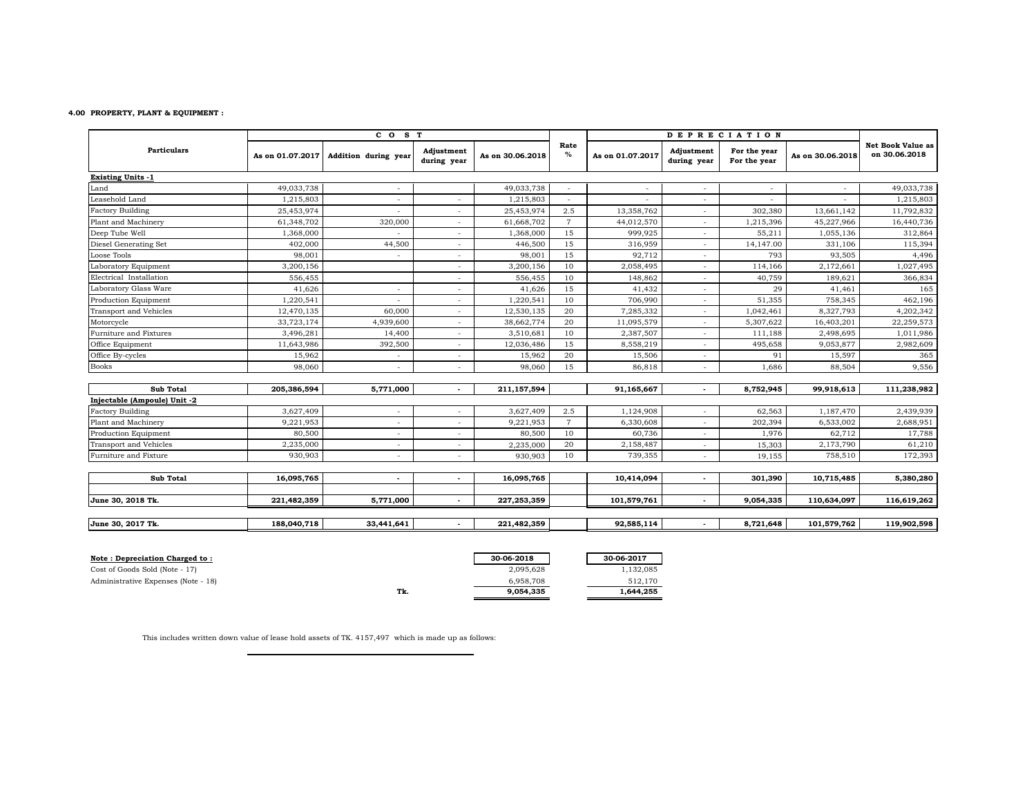**4.00 PROPERTY, PLANT & EQUIPMENT :**

| Particulars | COST | | | | Rate % | DEPRECIATION | | | | Net Book Value as on 30.06.2018 |
|---|---|---|---|---|---|---|---|---|---|---|
| | As on 01.07.2017 | Addition during year | Adjustment during year | As on 30.06.2018 | | As on 01.07.2017 | Adjustment during year | For the year For the year | As on 30.06.2018 | |
| **Existing Units -1** | | | | | | | | | | |
| Land | 49,033,738 | - | | 49,033,738 | - | - | - | - | - | 49,033,738 |
| Leasehold Land | 1,215,803 | - | - | 1,215,803 | - | - | - | - | - | 1,215,803 |
| Factory Building | 25,453,974 | - | - | 25,453,974 | 2.5 | 13,358,762 | - | 302,380 | 13,661,142 | 11,792,832 |
| Plant and Machinery | 61,348,702 | 320,000 | - | 61,668,702 | 7 | 44,012,570 | - | 1,215,396 | 45,227,966 | 16,440,736 |
| Deep Tube Well | 1,368,000 | - | - | 1,368,000 | 15 | 999,925 | - | 55,211 | 1,055,136 | 312,864 |
| Diesel Generating Set | 402,000 | 44,500 | - | 446,500 | 15 | 316,959 | - | 14,147.00 | 331,106 | 115,394 |
| Loose Tools | 98,001 | - | - | 98,001 | 15 | 92,712 | - | 793 | 93,505 | 4,496 |
| Laboratory Equipment | 3,200,156 | | - | 3,200,156 | 10 | 2,058,495 | - | 114,166 | 2,172,661 | 1,027,495 |
| Electrical Installation | 556,455 | | - | 556,455 | 10 | 148,862 | - | 40,759 | 189,621 | 366,834 |
| Laboratory Glass Ware | 41,626 | - | - | 41,626 | 15 | 41,432 | - | 29 | 41,461 | 165 |
| Production Equipment | 1,220,541 | - | - | 1,220,541 | 10 | 706,990 | - | 51,355 | 758,345 | 462,196 |
| Transport and Vehicles | 12,470,135 | 60,000 | - | 12,530,135 | 20 | 7,285,332 | - | 1,042,461 | 8,327,793 | 4,202,342 |
| Motorcycle | 33,723,174 | 4,939,600 | - | 38,662,774 | 20 | 11,095,579 | - | 5,307,622 | 16,403,201 | 22,259,573 |
| Furniture and Fixtures | 3,496,281 | 14,400 | - | 3,510,681 | 10 | 2,387,507 | - | 111,188 | 2,498,695 | 1,011,986 |
| Office Equipment | 11,643,986 | 392,500 | - | 12,036,486 | 15 | 8,558,219 | - | 495,658 | 9,053,877 | 2,982,609 |
| Office By-cycles | 15,962 | - | - | 15,962 | 20 | 15,506 | - | 91 | 15,597 | 365 |
| Books | 98,060 | - | - | 98,060 | 15 | 86,818 | - | 1,686 | 88,504 | 9,556 |
| **Sub Total** | **205,386,594** | **5,771,000** | **-** | **211,157,594** | | **91,165,667** | **-** | **8,752,945** | **99,918,613** | **111,238,982** |
| **Injectable (Ampoule) Unit -2** | | | | | | | | | | |
| Factory Building | 3,627,409 | - | - | 3,627,409 | 2.5 | 1,124,908 | - | 62,563 | 1,187,470 | 2,439,939 |
| Plant and Machinery | 9,221,953 | - | - | 9,221,953 | 7 | 6,330,608 | - | 202,394 | 6,533,002 | 2,688,951 |
| Production Equipment | 80,500 | - | - | 80,500 | 10 | 60,736 | - | 1,976 | 62,712 | 17,788 |
| Transport and Vehicles | 2,235,000 | - | - | 2,235,000 | 20 | 2,158,487 | - | 15,303 | 2,173,790 | 61,210 |
| Furniture and Fixture | 930,903 | - | - | 930,903 | 10 | 739,355 | - | 19,155 | 758,510 | 172,393 |
| **Sub Total** | **16,095,765** | **-** | **-** | **16,095,765** | | **10,414,094** | **-** | **301,390** | **10,715,485** | **5,380,280** |
| **June 30, 2018 Tk.** | **221,482,359** | **5,771,000** | **-** | **227,253,359** | | **101,579,761** | **-** | **9,054,335** | **110,634,097** | **116,619,262** |
| **June 30, 2017 Tk.** | **188,040,718** | **33,441,641** | **-** | **221,482,359** | | **92,585,114** | **-** | **8,721,648** | **101,579,762** | **119,902,598** |

| **Note : Depreciation Charged to :** | **30-06-2018** | **30-06-2017** |
|---|---|---|
| Cost of Goods Sold (Note - 17) | 2,095,628 | 1,132,085 |
| Administrative Expenses (Note - 18) | 6,958,708 | 512,170 |
| Tk. | **9,054,335** | **1,644,255** |

This includes written down value of lease hold assets of TK. 4157,497 which is made up as follows: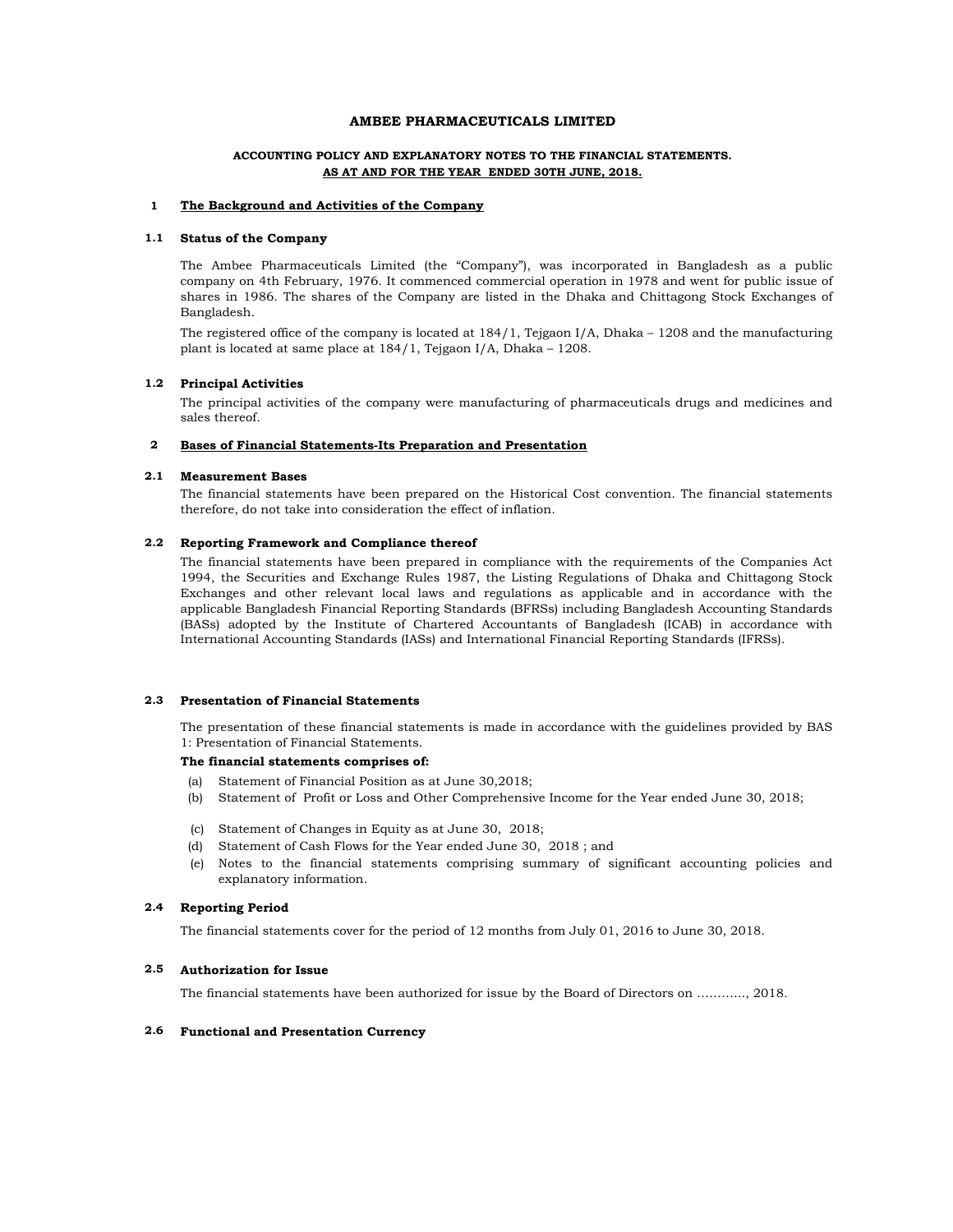# AMBEE PHARMACEUTICALS LIMITED

## ACCOUNTING POLICY AND EXPLANATORY NOTES TO THE FINANCIAL STATEMENTS. AS AT AND FOR THE YEAR ENDED 30TH JUNE, 2018.

### 1 The Background and Activities of the Company

#### 1.1 Status of the Company

The Ambee Pharmaceuticals Limited (the "Company"), was incorporated in Bangladesh as a public company on 4th February, 1976. It commenced commercial operation in 1978 and went for public issue of shares in 1986. The shares of the Company are listed in the Dhaka and Chittagong Stock Exchanges of Bangladesh.

The registered office of the company is located at 184/1, Tejgaon I/A, Dhaka – 1208 and the manufacturing plant is located at same place at 184/1, Tejgaon I/A, Dhaka – 1208.

#### 1.2 Principal Activities

The principal activities of the company were manufacturing of pharmaceuticals drugs and medicines and sales thereof.

### 2 Bases of Financial Statements-Its Preparation and Presentation

#### 2.1 Measurement Bases

The financial statements have been prepared on the Historical Cost convention. The financial statements therefore, do not take into consideration the effect of inflation.

#### 2.2 Reporting Framework and Compliance thereof

The financial statements have been prepared in compliance with the requirements of the Companies Act 1994, the Securities and Exchange Rules 1987, the Listing Regulations of Dhaka and Chittagong Stock Exchanges and other relevant local laws and regulations as applicable and in accordance with the applicable Bangladesh Financial Reporting Standards (BFRSs) including Bangladesh Accounting Standards (BASs) adopted by the Institute of Chartered Accountants of Bangladesh (ICAB) in accordance with International Accounting Standards (IASs) and International Financial Reporting Standards (IFRSs).

#### 2.3 Presentation of Financial Statements

The presentation of these financial statements is made in accordance with the guidelines provided by BAS 1: Presentation of Financial Statements.

**The financial statements comprises of:**

(a) Statement of Financial Position as at June 30,2018;
(b) Statement of Profit or Loss and Other Comprehensive Income for the Year ended June 30, 2018;
(c) Statement of Changes in Equity as at June 30, 2018;
(d) Statement of Cash Flows for the Year ended June 30, 2018 ; and
(e) Notes to the financial statements comprising summary of significant accounting policies and explanatory information.

#### 2.4 Reporting Period

The financial statements cover for the period of 12 months from July 01, 2016 to June 30, 2018.

#### 2.5 Authorization for Issue

The financial statements have been authorized for issue by the Board of Directors on …………, 2018.

#### 2.6 Functional and Presentation Currency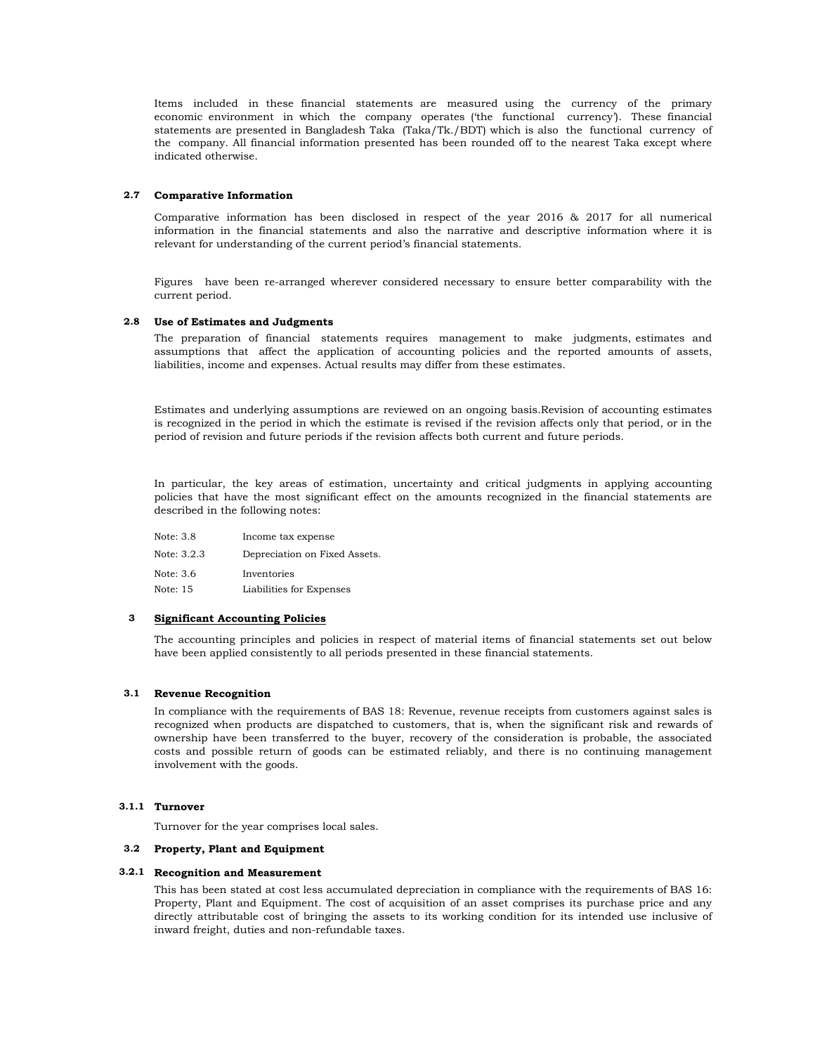Items included in these financial statements are measured using the currency of the primary economic environment in which the company operates ('the functional currency'). These financial statements are presented in Bangladesh Taka (Taka/Tk./BDT) which is also the functional currency of the company. All financial information presented has been rounded off to the nearest Taka except where indicated otherwise.

### 2.7 Comparative Information

Comparative information has been disclosed in respect of the year 2016 & 2017 for all numerical information in the financial statements and also the narrative and descriptive information where it is relevant for understanding of the current period's financial statements.

Figures have been re-arranged wherever considered necessary to ensure better comparability with the current period.

### 2.8 Use of Estimates and Judgments

The preparation of financial statements requires management to make judgments, estimates and assumptions that affect the application of accounting policies and the reported amounts of assets, liabilities, income and expenses. Actual results may differ from these estimates.

Estimates and underlying assumptions are reviewed on an ongoing basis.Revision of accounting estimates is recognized in the period in which the estimate is revised if the revision affects only that period, or in the period of revision and future periods if the revision affects both current and future periods.

In particular, the key areas of estimation, uncertainty and critical judgments in applying accounting policies that have the most significant effect on the amounts recognized in the financial statements are described in the following notes:

| | |
|---|---|
| Note: 3.8 | Income tax expense |
| Note: 3.2.3 | Depreciation on Fixed Assets. |
| Note: 3.6 | Inventories |
| Note: 15 | Liabilities for Expenses |

## 3 Significant Accounting Policies

The accounting principles and policies in respect of material items of financial statements set out below have been applied consistently to all periods presented in these financial statements.

### 3.1 Revenue Recognition

In compliance with the requirements of BAS 18: Revenue, revenue receipts from customers against sales is recognized when products are dispatched to customers, that is, when the significant risk and rewards of ownership have been transferred to the buyer, recovery of the consideration is probable, the associated costs and possible return of goods can be estimated reliably, and there is no continuing management involvement with the goods.

#### 3.1.1 Turnover

Turnover for the year comprises local sales.

### 3.2 Property, Plant and Equipment

#### 3.2.1 Recognition and Measurement

This has been stated at cost less accumulated depreciation in compliance with the requirements of BAS 16: Property, Plant and Equipment. The cost of acquisition of an asset comprises its purchase price and any directly attributable cost of bringing the assets to its working condition for its intended use inclusive of inward freight, duties and non-refundable taxes.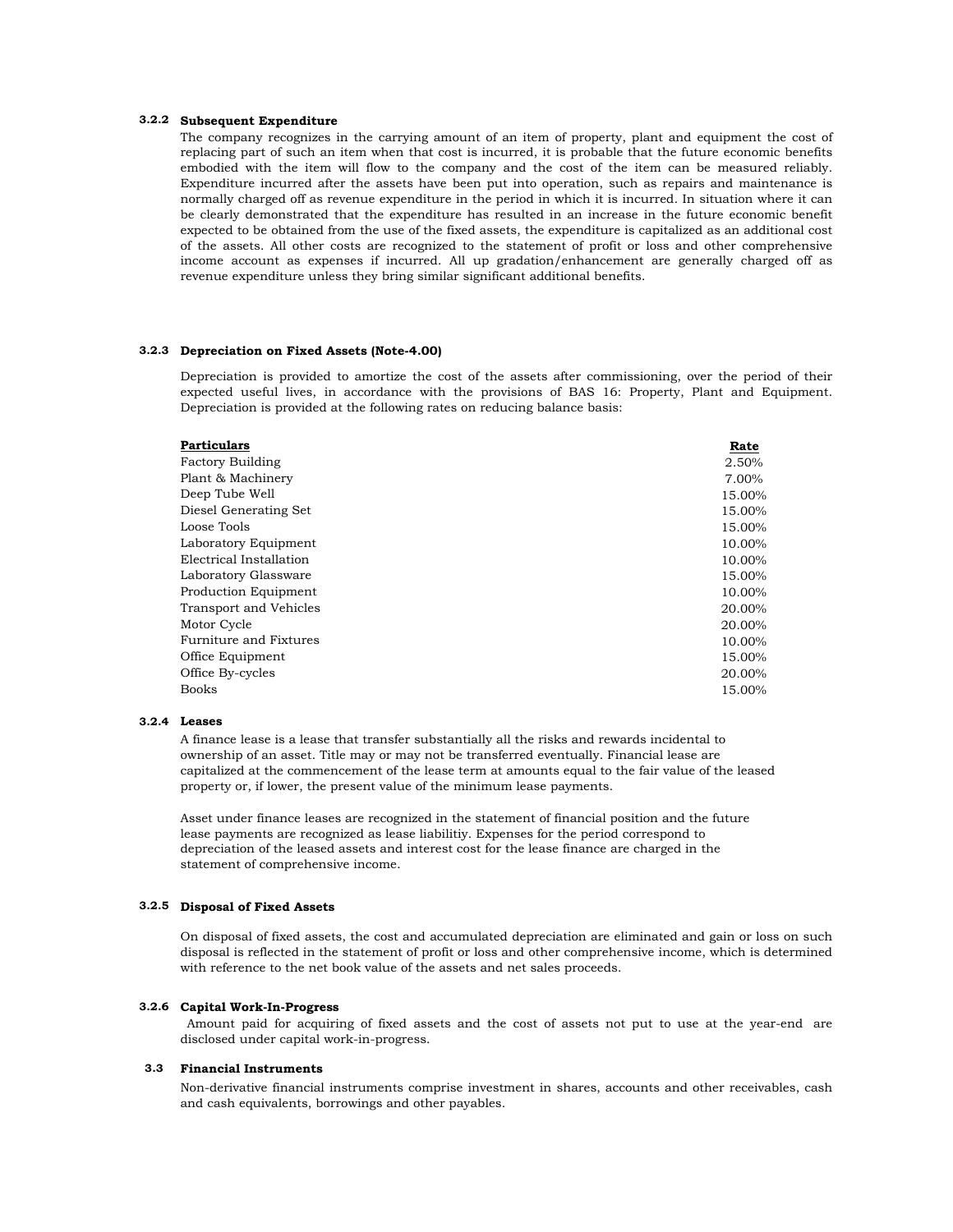### 3.2.2 Subsequent Expenditure

The company recognizes in the carrying amount of an item of property, plant and equipment the cost of replacing part of such an item when that cost is incurred, it is probable that the future economic benefits embodied with the item will flow to the company and the cost of the item can be measured reliably. Expenditure incurred after the assets have been put into operation, such as repairs and maintenance is normally charged off as revenue expenditure in the period in which it is incurred. In situation where it can be clearly demonstrated that the expenditure has resulted in an increase in the future economic benefit expected to be obtained from the use of the fixed assets, the expenditure is capitalized as an additional cost of the assets. All other costs are recognized to the statement of profit or loss and other comprehensive income account as expenses if incurred. All up gradation/enhancement are generally charged off as revenue expenditure unless they bring similar significant additional benefits.

### 3.2.3 Depreciation on Fixed Assets (Note-4.00)

Depreciation is provided to amortize the cost of the assets after commissioning, over the period of their expected useful lives, in accordance with the provisions of BAS 16: Property, Plant and Equipment. Depreciation is provided at the following rates on reducing balance basis:

| Particulars | Rate |
|---|---|
| Factory Building | 2.50% |
| Plant & Machinery | 7.00% |
| Deep Tube Well | 15.00% |
| Diesel Generating Set | 15.00% |
| Loose Tools | 15.00% |
| Laboratory Equipment | 10.00% |
| Electrical Installation | 10.00% |
| Laboratory Glassware | 15.00% |
| Production Equipment | 10.00% |
| Transport and Vehicles | 20.00% |
| Motor Cycle | 20.00% |
| Furniture and Fixtures | 10.00% |
| Office Equipment | 15.00% |
| Office By-cycles | 20.00% |
| Books | 15.00% |

### 3.2.4 Leases

A finance lease is a lease that transfer substantially all the risks and rewards incidental to ownership of an asset. Title may or may not be transferred eventually. Financial lease are capitalized at the commencement of the lease term at amounts equal to the fair value of the leased property or, if lower, the present value of the minimum lease payments.

Asset under finance leases are recognized in the statement of financial position and the future lease payments are recognized as lease liabilitiy. Expenses for the period correspond to depreciation of the leased assets and interest cost for the lease finance are charged in the statement of comprehensive income.

### 3.2.5 Disposal of Fixed Assets

On disposal of fixed assets, the cost and accumulated depreciation are eliminated and gain or loss on such disposal is reflected in the statement of profit or loss and other comprehensive income, which is determined with reference to the net book value of the assets and net sales proceeds.

### 3.2.6 Capital Work-In-Progress

Amount paid for acquiring of fixed assets and the cost of assets not put to use at the year-end are disclosed under capital work-in-progress.

## 3.3 Financial Instruments

Non-derivative financial instruments comprise investment in shares, accounts and other receivables, cash and cash equivalents, borrowings and other payables.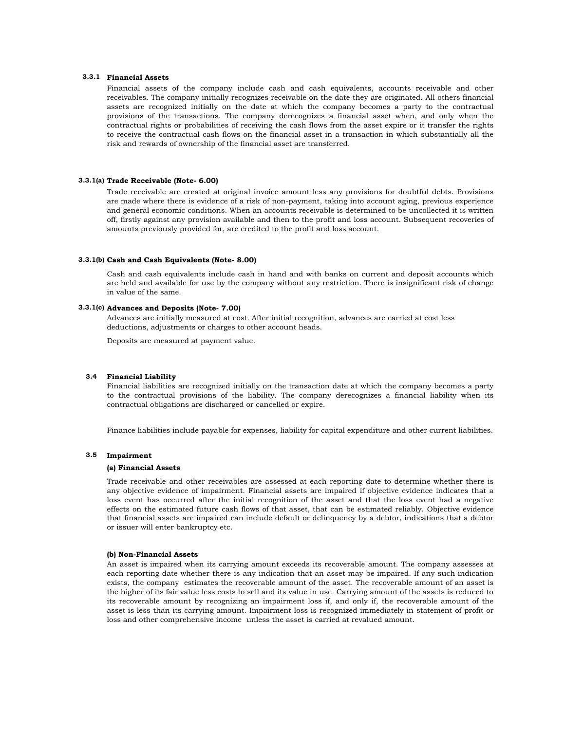### 3.3.1 Financial Assets

Financial assets of the company include cash and cash equivalents, accounts receivable and other receivables. The company initially recognizes receivable on the date they are originated. All others financial assets are recognized initially on the date at which the company becomes a party to the contractual provisions of the transactions. The company derecognizes a financial asset when, and only when the contractual rights or probabilities of receiving the cash flows from the asset expire or it transfer the rights to receive the contractual cash flows on the financial asset in a transaction in which substantially all the risk and rewards of ownership of the financial asset are transferred.

### 3.3.1(a) Trade Receivable (Note- 6.00)

Trade receivable are created at original invoice amount less any provisions for doubtful debts. Provisions are made where there is evidence of a risk of non-payment, taking into account aging, previous experience and general economic conditions. When an accounts receivable is determined to be uncollected it is written off, firstly against any provision available and then to the profit and loss account. Subsequent recoveries of amounts previously provided for, are credited to the profit and loss account.

### 3.3.1(b) Cash and Cash Equivalents (Note- 8.00)

Cash and cash equivalents include cash in hand and with banks on current and deposit accounts which are held and available for use by the company without any restriction. There is insignificant risk of change in value of the same.

### 3.3.1(c) Advances and Deposits (Note- 7.00)

Advances are initially measured at cost. After initial recognition, advances are carried at cost less deductions, adjustments or charges to other account heads.

Deposits are measured at payment value.

### 3.4 Financial Liability

Financial liabilities are recognized initially on the transaction date at which the company becomes a party to the contractual provisions of the liability. The company derecognizes a financial liability when its contractual obligations are discharged or cancelled or expire.

Finance liabilities include payable for expenses, liability for capital expenditure and other current liabilities.

### 3.5 Impairment

**(a) Financial Assets**

Trade receivable and other receivables are assessed at each reporting date to determine whether there is any objective evidence of impairment. Financial assets are impaired if objective evidence indicates that a loss event has occurred after the initial recognition of the asset and that the loss event had a negative effects on the estimated future cash flows of that asset, that can be estimated reliably. Objective evidence that financial assets are impaired can include default or delinquency by a debtor, indications that a debtor or issuer will enter bankruptcy etc.

**(b) Non-Financial Assets**

An asset is impaired when its carrying amount exceeds its recoverable amount. The company assesses at each reporting date whether there is any indication that an asset may be impaired. If any such indication exists, the company estimates the recoverable amount of the asset. The recoverable amount of an asset is the higher of its fair value less costs to sell and its value in use. Carrying amount of the assets is reduced to its recoverable amount by recognizing an impairment loss if, and only if, the recoverable amount of the asset is less than its carrying amount. Impairment loss is recognized immediately in statement of profit or loss and other comprehensive income unless the asset is carried at revalued amount.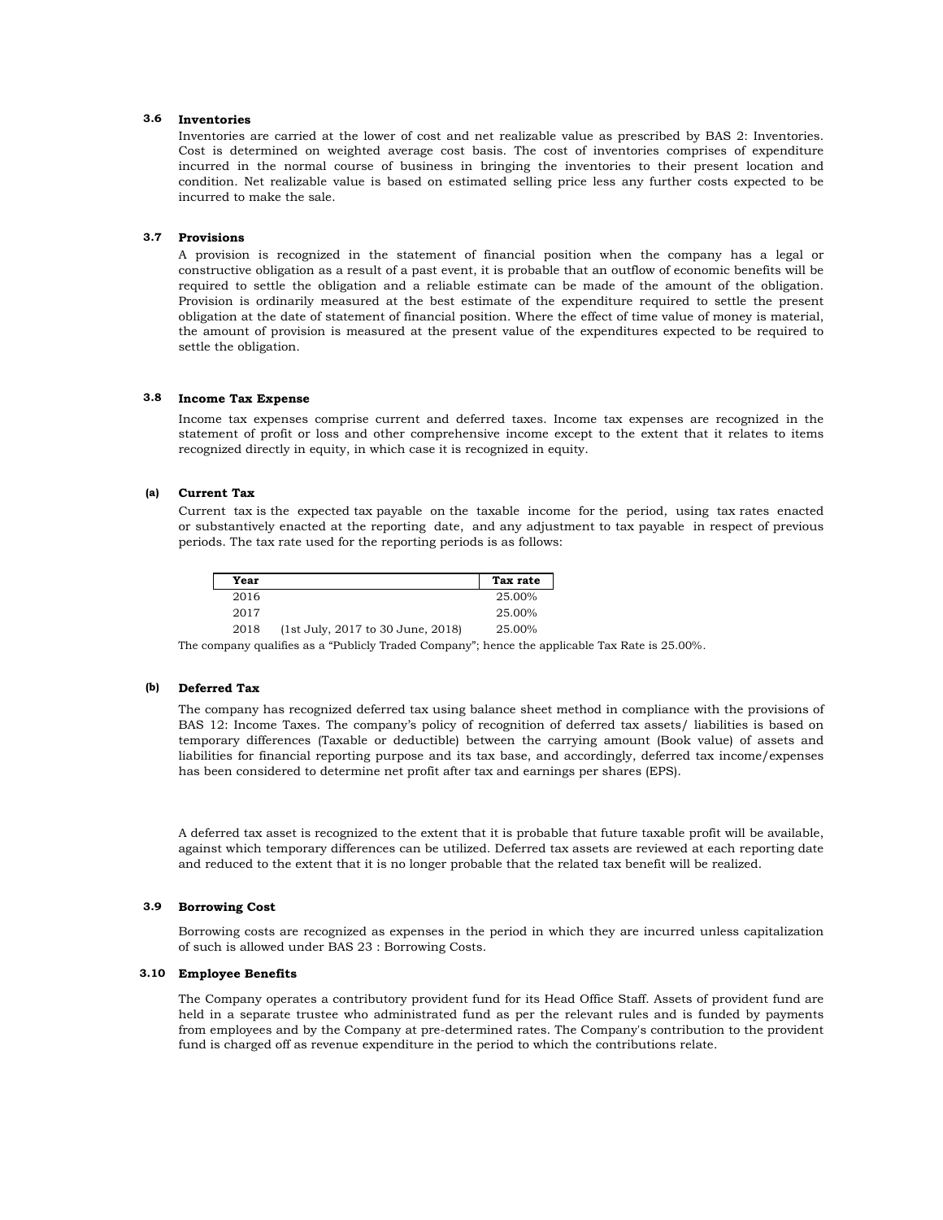### 3.6 Inventories

Inventories are carried at the lower of cost and net realizable value as prescribed by BAS 2: Inventories. Cost is determined on weighted average cost basis. The cost of inventories comprises of expenditure incurred in the normal course of business in bringing the inventories to their present location and condition. Net realizable value is based on estimated selling price less any further costs expected to be incurred to make the sale.

### 3.7 Provisions

A provision is recognized in the statement of financial position when the company has a legal or constructive obligation as a result of a past event, it is probable that an outflow of economic benefits will be required to settle the obligation and a reliable estimate can be made of the amount of the obligation. Provision is ordinarily measured at the best estimate of the expenditure required to settle the present obligation at the date of statement of financial position. Where the effect of time value of money is material, the amount of provision is measured at the present value of the expenditures expected to be required to settle the obligation.

### 3.8 Income Tax Expense

Income tax expenses comprise current and deferred taxes. Income tax expenses are recognized in the statement of profit or loss and other comprehensive income except to the extent that it relates to items recognized directly in equity, in which case it is recognized in equity.

#### (a) Current Tax

Current tax is the expected tax payable on the taxable income for the period, using tax rates enacted or substantively enacted at the reporting date, and any adjustment to tax payable in respect of previous periods. The tax rate used for the reporting periods is as follows:

| Year | | Tax rate |
|---|---|---|
| 2016 | | 25.00% |
| 2017 | | 25.00% |
| 2018 | (1st July, 2017 to 30 June, 2018) | 25.00% |

The company qualifies as a "Publicly Traded Company"; hence the applicable Tax Rate is 25.00%.

#### (b) Deferred Tax

The company has recognized deferred tax using balance sheet method in compliance with the provisions of BAS 12: Income Taxes. The company's policy of recognition of deferred tax assets/ liabilities is based on temporary differences (Taxable or deductible) between the carrying amount (Book value) of assets and liabilities for financial reporting purpose and its tax base, and accordingly, deferred tax income/expenses has been considered to determine net profit after tax and earnings per shares (EPS).

A deferred tax asset is recognized to the extent that it is probable that future taxable profit will be available, against which temporary differences can be utilized. Deferred tax assets are reviewed at each reporting date and reduced to the extent that it is no longer probable that the related tax benefit will be realized.

### 3.9 Borrowing Cost

Borrowing costs are recognized as expenses in the period in which they are incurred unless capitalization of such is allowed under BAS 23 : Borrowing Costs.

### 3.10 Employee Benefits

The Company operates a contributory provident fund for its Head Office Staff. Assets of provident fund are held in a separate trustee who administrated fund as per the relevant rules and is funded by payments from employees and by the Company at pre-determined rates. The Company's contribution to the provident fund is charged off as revenue expenditure in the period to which the contributions relate.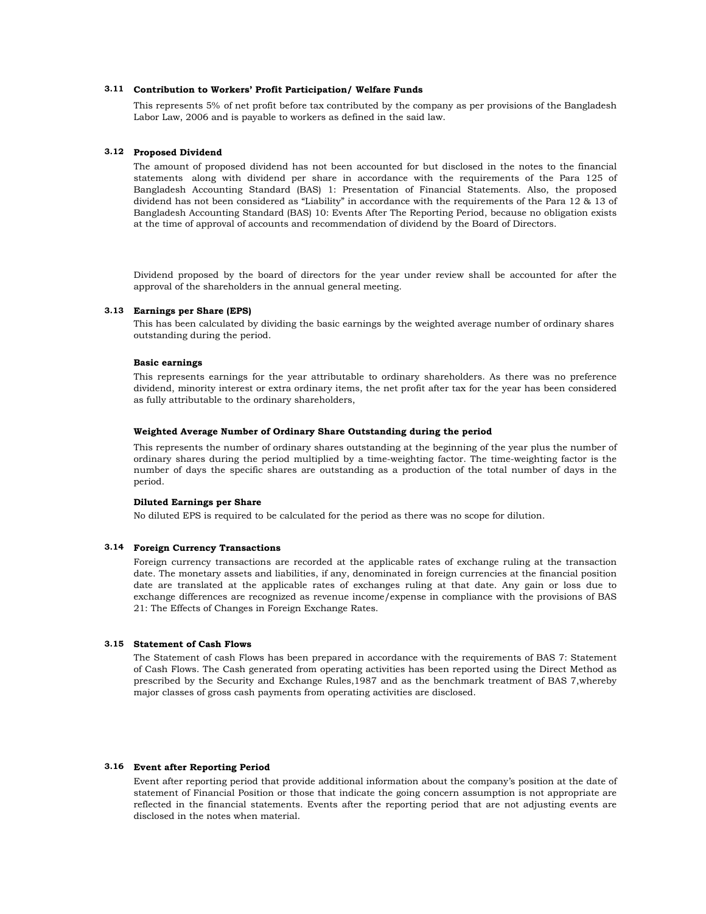### 3.11 Contribution to Workers' Profit Participation/ Welfare Funds

This represents 5% of net profit before tax contributed by the company as per provisions of the Bangladesh Labor Law, 2006 and is payable to workers as defined in the said law.

### 3.12 Proposed Dividend

The amount of proposed dividend has not been accounted for but disclosed in the notes to the financial statements along with dividend per share in accordance with the requirements of the Para 125 of Bangladesh Accounting Standard (BAS) 1: Presentation of Financial Statements. Also, the proposed dividend has not been considered as "Liability" in accordance with the requirements of the Para 12 & 13 of Bangladesh Accounting Standard (BAS) 10: Events After The Reporting Period, because no obligation exists at the time of approval of accounts and recommendation of dividend by the Board of Directors.

Dividend proposed by the board of directors for the year under review shall be accounted for after the approval of the shareholders in the annual general meeting.

### 3.13 Earnings per Share (EPS)

This has been calculated by dividing the basic earnings by the weighted average number of ordinary shares outstanding during the period.

**Basic earnings**

This represents earnings for the year attributable to ordinary shareholders. As there was no preference dividend, minority interest or extra ordinary items, the net profit after tax for the year has been considered as fully attributable to the ordinary shareholders,

**Weighted Average Number of Ordinary Share Outstanding during the period**

This represents the number of ordinary shares outstanding at the beginning of the year plus the number of ordinary shares during the period multiplied by a time-weighting factor. The time-weighting factor is the number of days the specific shares are outstanding as a production of the total number of days in the period.

**Diluted Earnings per Share**

No diluted EPS is required to be calculated for the period as there was no scope for dilution.

### 3.14 Foreign Currency Transactions

Foreign currency transactions are recorded at the applicable rates of exchange ruling at the transaction date. The monetary assets and liabilities, if any, denominated in foreign currencies at the financial position date are translated at the applicable rates of exchanges ruling at that date. Any gain or loss due to exchange differences are recognized as revenue income/expense in compliance with the provisions of BAS 21: The Effects of Changes in Foreign Exchange Rates.

### 3.15 Statement of Cash Flows

The Statement of cash Flows has been prepared in accordance with the requirements of BAS 7: Statement of Cash Flows. The Cash generated from operating activities has been reported using the Direct Method as prescribed by the Security and Exchange Rules,1987 and as the benchmark treatment of BAS 7,whereby major classes of gross cash payments from operating activities are disclosed.

### 3.16 Event after Reporting Period

Event after reporting period that provide additional information about the company's position at the date of statement of Financial Position or those that indicate the going concern assumption is not appropriate are reflected in the financial statements. Events after the reporting period that are not adjusting events are disclosed in the notes when material.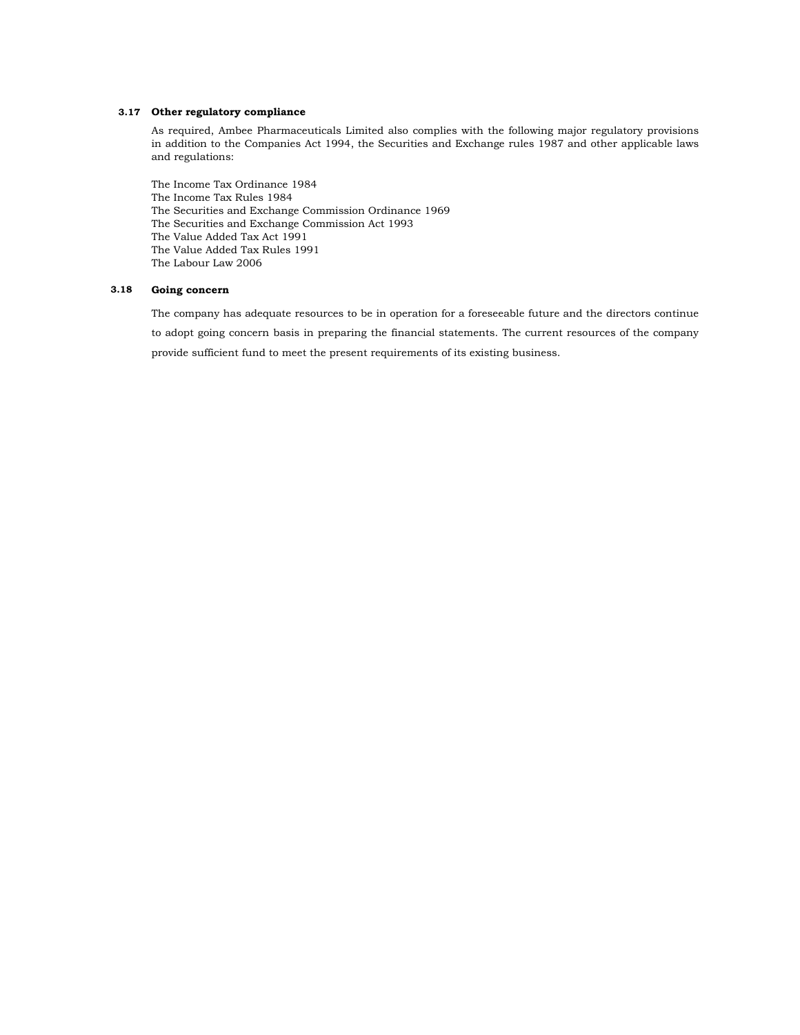### 3.17 Other regulatory compliance

As required, Ambee Pharmaceuticals Limited also complies with the following major regulatory provisions in addition to the Companies Act 1994, the Securities and Exchange rules 1987 and other applicable laws and regulations:

The Income Tax Ordinance 1984
The Income Tax Rules 1984
The Securities and Exchange Commission Ordinance 1969
The Securities and Exchange Commission Act 1993
The Value Added Tax Act 1991
The Value Added Tax Rules 1991
The Labour Law 2006

### 3.18 Going concern

The company has adequate resources to be in operation for a foreseeable future and the directors continue to adopt going concern basis in preparing the financial statements. The current resources of the company provide sufficient fund to meet the present requirements of its existing business.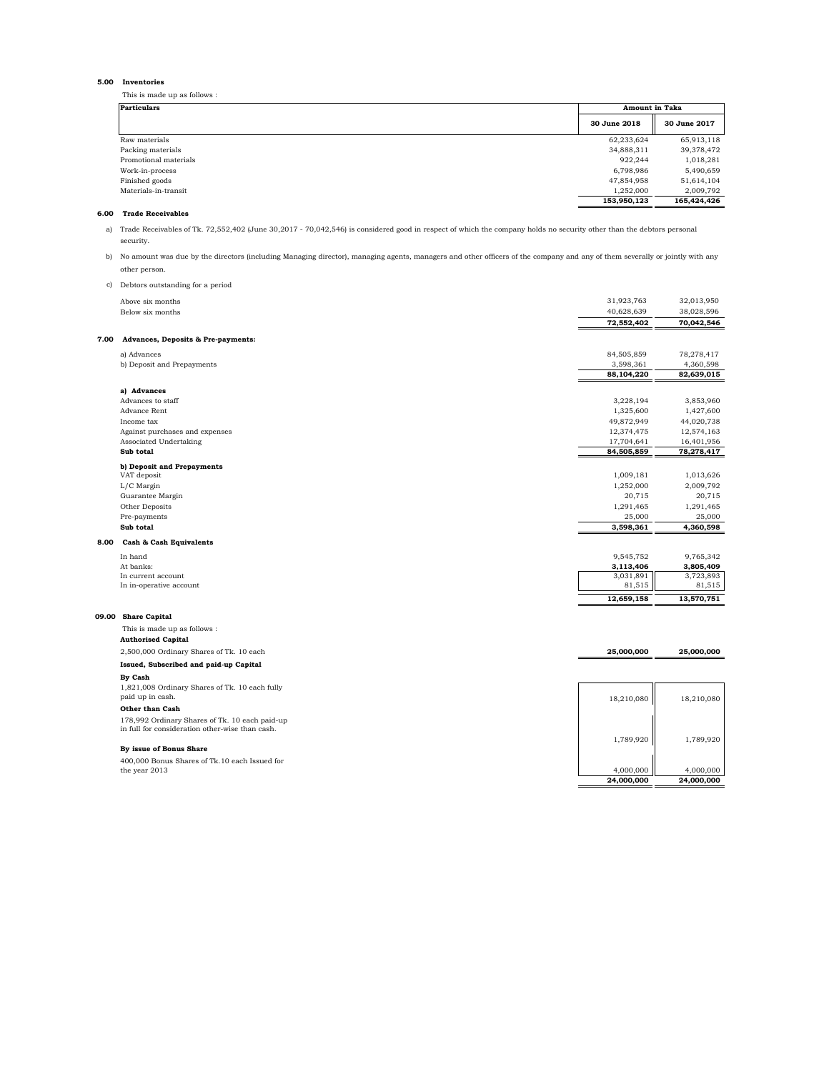## 5.00 Inventories

This is made up as follows :

| Particulars | Amount in Taka | |
|---|---|---|
| | 30 June 2018 | 30 June 2017 |
| Raw materials | 62,233,624 | 65,913,118 |
| Packing materials | 34,888,311 | 39,378,472 |
| Promotional materials | 922,244 | 1,018,281 |
| Work-in-process | 6,798,986 | 5,490,659 |
| Finished goods | 47,854,958 | 51,614,104 |
| Materials-in-transit | 1,252,000 | 2,009,792 |
| | **153,950,123** | **165,424,426** |

## 6.00 Trade Receivables

a) Trade Receivables of Tk. 72,552,402 (June 30,2017 - 70,042,546) is considered good in respect of which the company holds no security other than the debtors personal security.

b) No amount was due by the directors (including Managing director), managing agents, managers and other officers of the company and any of them severally or jointly with any other person.

c) Debtors outstanding for a period

| | 30 June 2018 | 30 June 2017 |
|---|---|---|
| Above six months | 31,923,763 | 32,013,950 |
| Below six months | 40,628,639 | 38,028,596 |
| | **72,552,402** | **70,042,546** |

## 7.00 Advances, Deposits & Pre-payments:

| | 30 June 2018 | 30 June 2017 |
|---|---|---|
| a) Advances | 84,505,859 | 78,278,417 |
| b) Deposit and Prepayments | 3,598,361 | 4,360,598 |
| | **88,104,220** | **82,639,015** |
| **a) Advances** | | |
| Advances to staff | 3,228,194 | 3,853,960 |
| Advance Rent | 1,325,600 | 1,427,600 |
| Income tax | 49,872,949 | 44,020,738 |
| Against purchases and expenses | 12,374,475 | 12,574,163 |
| Associated Undertaking | 17,704,641 | 16,401,956 |
| **Sub total** | **84,505,859** | **78,278,417** |
| **b) Deposit and Prepayments** | | |
| VAT deposit | 1,009,181 | 1,013,626 |
| L/C Margin | 1,252,000 | 2,009,792 |
| Guarantee Margin | 20,715 | 20,715 |
| Other Deposits | 1,291,465 | 1,291,465 |
| Pre-payments | 25,000 | 25,000 |
| **Sub total** | **3,598,361** | **4,360,598** |

## 8.00 Cash & Cash Equivalents

| | 30 June 2018 | 30 June 2017 |
|---|---|---|
| In hand | 9,545,752 | 9,765,342 |
| At banks: | **3,113,406** | **3,805,409** |
| In current account | 3,031,891 | 3,723,893 |
| In in-operative account | 81,515 | 81,515 |
| | **12,659,158** | **13,570,751** |

## 09.00 Share Capital

This is made up as follows :

| | 30 June 2018 | 30 June 2017 |
|---|---|---|
| **Authorised Capital** | | |
| 2,500,000 Ordinary Shares of Tk. 10 each | **25,000,000** | **25,000,000** |
| **Issued, Subscribed and paid-up Capital** | | |
| **By Cash** | | |
| 1,821,008 Ordinary Shares of Tk. 10 each fully paid up in cash. | 18,210,080 | 18,210,080 |
| **Other than Cash** | | |
| 178,992 Ordinary Shares of Tk. 10 each paid-up in full for consideration other-wise than cash. | 1,789,920 | 1,789,920 |
| **By issue of Bonus Share** | | |
| 400,000 Bonus Shares of Tk.10 each Issued for the year 2013 | 4,000,000 | 4,000,000 |
| | **24,000,000** | **24,000,000** |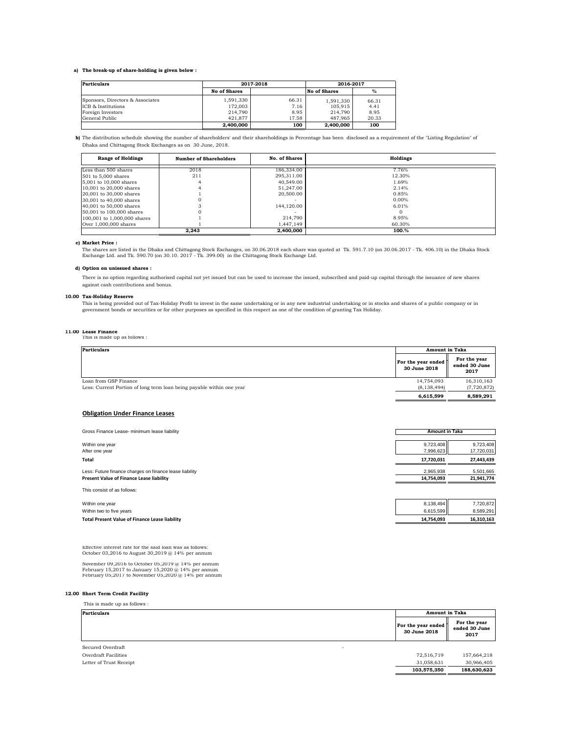**a) The break-up of share-holding is given below :**

| Particulars | 2017-2018 | | 2016-2017 | |
|---|---|---|---|---|
| | No of Shares | | No of Shares | % |
| Sponsors, Directors & Associates | 1,591,330 | 66.31 | 1,591,330 | 66.31 |
| ICB & Institutions | 172,003 | 7.16 | 105,915 | 4.41 |
| Foreign Investors | 214,790 | 8.95 | 214,790 | 8.95 |
| General Public | 421,877 | 17.58 | 487,965 | 20.33 |
| | **2,400,000** | **100** | **2,400,000** | **100** |

**b)** The distribution schedule showing the number of shareholders' and their shareholdings in Percentage has been disclosed as a requirement of the "Listing Regulation" of Dhaka and Chittagong Stock Exchanges as on 30 June, 2018.

| Range of Holdings | Number of Shareholders | No. of Shares | Holdings |
|---|---|---|---|
| Less than 500 shares | 2018 | 186,334.00 | 7.76% |
| 501 to 5,000 shares | 211 | 295,311.00 | 12.30% |
| 5,001 to 10,000 shares | 4 | 40,549.00 | 1.69% |
| 10,001 to 20,000 shares | 4 | 51,247.00 | 2.14% |
| 20,001 to 30,000 shares | 1 | 20,500.00 | 0.85% |
| 30,001 to 40,000 shares | 0 | - | 0.00% |
| 40,001 to 50,000 shares | 3 | 144,120.00 | 6.01% |
| 50,001 to 100,000 shares | 0 | - | 0 |
| 100,001 to 1,000,000 shares | 1 | 214,790 | 8.95% |
| Over 1,000,000 shares | 1 | 1,447,149 | 60.30% |
| | **2,243** | **2,400,000** | **100.%** |

**c) Market Price :**

The shares are listed in the Dhaka and Chittagong Stock Exchanges, on 30.06.2018 each share was quoted at Tk. 591.7.10 (on 30.06.2017 - Tk. 406.10) in the Dhaka Stock Exchange Ltd. and Tk. 590.70 (on 30.10. 2017 - Tk. 399.00) in the Chittagong Stock Exchange Ltd.

**d) Option on unissued shares :**

There is no option regarding authorised capital not yet issued but can be used to increase the issued, subscribed and paid-up capital through the issuance of new shares against cash contributions and bonus.

**10.00 Tax-Holiday Reserve**

This is being provided out of Tax-Holiday Profit to invest in the same undertaking or in any new industrial undertaking or in stocks and shares of a public company or in government bonds or securities or for other purposes as specified in this respect as one of the condition of granting Tax Holiday.

**11.00 Lease Finance**

This is made up as follows :

| Particulars | Amount in Taka | |
|---|---|---|
| | For the year ended 30 June 2018 | For the year ended 30 June 2017 |
| Loan from GSP Finance | 14,754,093 | 16,310,163 |
| Less: Current Portion of long term loan being payable within one year | (8,138,494) | (7,720,872) |
| | **6,615,599** | **8,589,291** |

## Obligation Under Finance Leases

| Gross Finance Lease- minimum lease liability | Amount in Taka | |
|---|---|---|
| Within one year | 9,723,408 | 9,723,408 |
| After one year | 7,996,623 | 17,720,031 |
| **Total** | **17,720,031** | **27,443,439** |
| Less: Future finance charges on finance lease liability | 2,965,938 | 5,501,665 |
| **Present Value of Finance Lease liability** | **14,754,093** | **21,941,774** |

This consist of as follows:

| | | |
|---|---|---|
| Within one year | 8,138,494 | 7,720,872 |
| Within two to five years | 6,615,599 | 8,589,291 |
| **Total Present Value of Finance Lease liability** | **14,754,093** | **16,310,163** |

Effective interest rate for the said loan was as follows:
October 03,2016 to August 30,2019 @ 14% per annum

November 09,2016 to October 05,2019 @ 14% per annum
February 15,2017 to January 15,2020 @ 14% per annum
February 05,2017 to November 05,2020 @ 14% per annum

**12.00 Short Term Credit Facility**

This is made up as follows :

| Particulars | Amount in Taka | |
|---|---|---|
| | For the year ended 30 June 2018 | For the year ended 30 June 2017 |
| Secured Overdraft | - | |
| Overdraft Facilities | 72,516,719 | 157,664,218 |
| Letter of Trust Receipt | 31,058,631 | 30,966,405 |
| | **103,575,350** | **188,630,623** |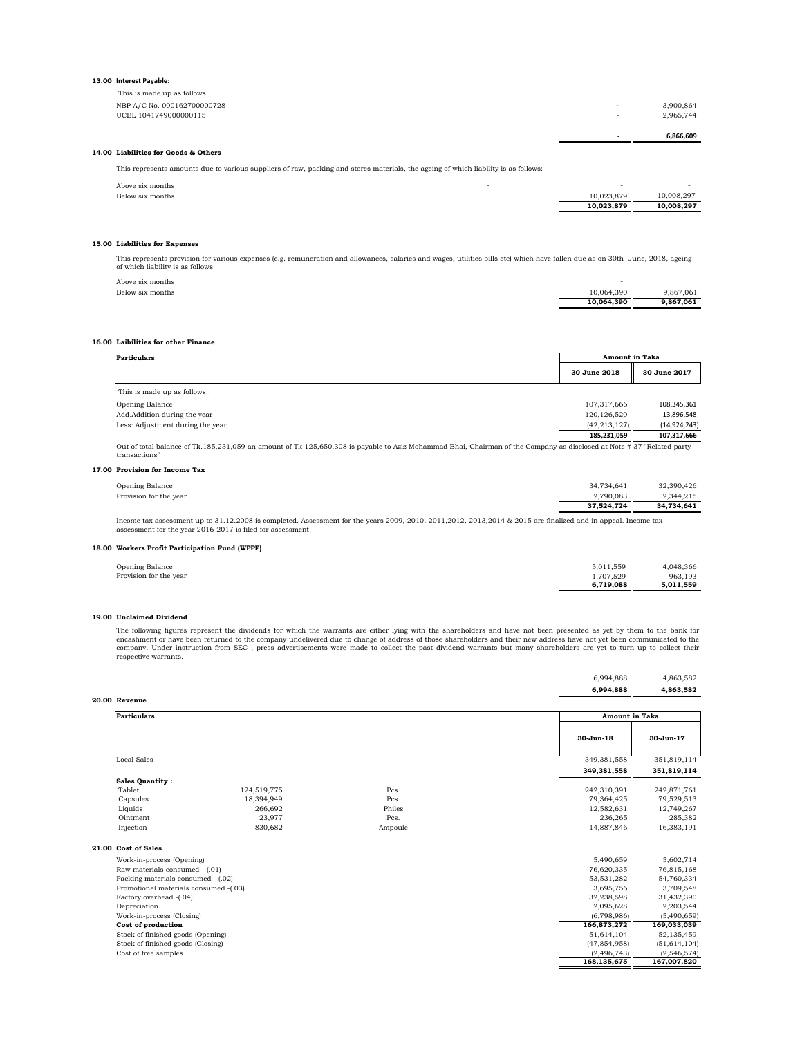### 13.00 Interest Payable:

This is made up as follows :

| | | |
|---|---|---|
| NBP A/C No. 000162700000728 | - | 3,900,864 |
| UCBL 1041749000000115 | - | 2,965,744 |
| | - | 6,866,609 |

### 14.00 Liabilities for Goods & Others

This represents amounts due to various suppliers of raw, packing and stores materials, the ageing of which liability is as follows:

| | | |
|---|---|---|
| Above six months | - | - |
| Below six months | 10,023,879 | 10,008,297 |
| | 10,023,879 | 10,008,297 |

### 15.00 Liabilities for Expenses

This represents provision for various expenses (e.g. remuneration and allowances, salaries and wages, utilities bills etc) which have fallen due as on 30th June, 2018, ageing of which liability is as follows

| | | |
|---|---|---|
| Above six months | - | |
| Below six months | 10,064,390 | 9,867,061 |
| | 10,064,390 | 9,867,061 |

### 16.00 Laibilities for other Finance

| Particulars | Amount in Taka | |
|---|---|---|
| | 30 June 2018 | 30 June 2017 |
| This is made up as follows : | | |
| Opening Balance | 107,317,666 | 108,345,361 |
| Add.Addition during the year | 120,126,520 | 13,896,548 |
| Less: Adjustment during the year | (42,213,127) | (14,924,243) |
| | 185,231,059 | 107,317,666 |

Out of total balance of Tk.185,231,059 an amount of Tk 125,650,308 is payable to Aziz Mohammad Bhai, Chairman of the Company as disclosed at Note # 37 "Related party transactions"

### 17.00 Provision for Income Tax

| | | |
|---|---|---|
| Opening Balance | 34,734,641 | 32,390,426 |
| Provision for the year | 2,790,083 | 2,344,215 |
| | 37,524,724 | 34,734,641 |

Income tax assessment up to 31.12.2008 is completed. Assessment for the years 2009, 2010, 2011,2012, 2013,2014 & 2015 are finalized and in appeal. Income tax assessment for the year 2016-2017 is filed for assessment.

### 18.00 Workers Profit Participation Fund (WPPF)

| | | |
|---|---|---|
| Opening Balance | 5,011,559 | 4,048,366 |
| Provision for the year | 1,707,529 | 963,193 |
| | 6,719,088 | 5,011,559 |

### 19.00 Unclaimed Dividend

The following figures represent the dividends for which the warrants are either lying with the shareholders and have not been presented as yet by them to the bank for encashment or have been returned to the company undelivered due to change of address of those shareholders and their new address have not yet been communicated to the company. Under instruction from SEC , press advertisements were made to collect the past dividend warrants but many shareholders are yet to turn up to collect their respective warrants.

| | |
|---|---|
| 6,994,888 | 4,863,582 |
| 6,994,888 | 4,863,582 |

### 20.00 Revenue

| Particulars | | | Amount in Taka | |
|---|---|---|---|---|
| | | | 30-Jun-18 | 30-Jun-17 |
| Local Sales | | | 349,381,558 | 351,819,114 |
| | | | 349,381,558 | 351,819,114 |
| **Sales Quantity :** | | | | |
| Tablet | 124,519,775 | Pcs. | 242,310,391 | 242,871,761 |
| Capsules | 18,394,949 | Pcs. | 79,364,425 | 79,529,513 |
| Liquids | 266,692 | Philes | 12,582,631 | 12,749,267 |
| Ointment | 23,977 | Pcs. | 236,265 | 285,382 |
| Injection | 830,682 | Ampoule | 14,887,846 | 16,383,191 |

### 21.00 Cost of Sales

| | | |
|---|---|---|
| Work-in-process (Opening) | 5,490,659 | 5,602,714 |
| Raw materials consumed - (.01) | 76,620,335 | 76,815,168 |
| Packing materials consumed - (.02) | 53,531,282 | 54,760,334 |
| Promotional materials consumed -(.03) | 3,695,756 | 3,709,548 |
| Factory overhead -(.04) | 32,238,598 | 31,432,390 |
| Depreciation | 2,095,628 | 2,203,544 |
| Work-in-process (Closing) | (6,798,986) | (5,490,659) |
| **Cost of production** | 166,873,272 | 169,033,039 |
| Stock of finished goods (Opening) | 51,614,104 | 52,135,459 |
| Stock of finished goods (Closing) | (47,854,958) | (51,614,104) |
| Cost of free samples | (2,496,743) | (2,546,574) |
| | 168,135,675 | 167,007,820 |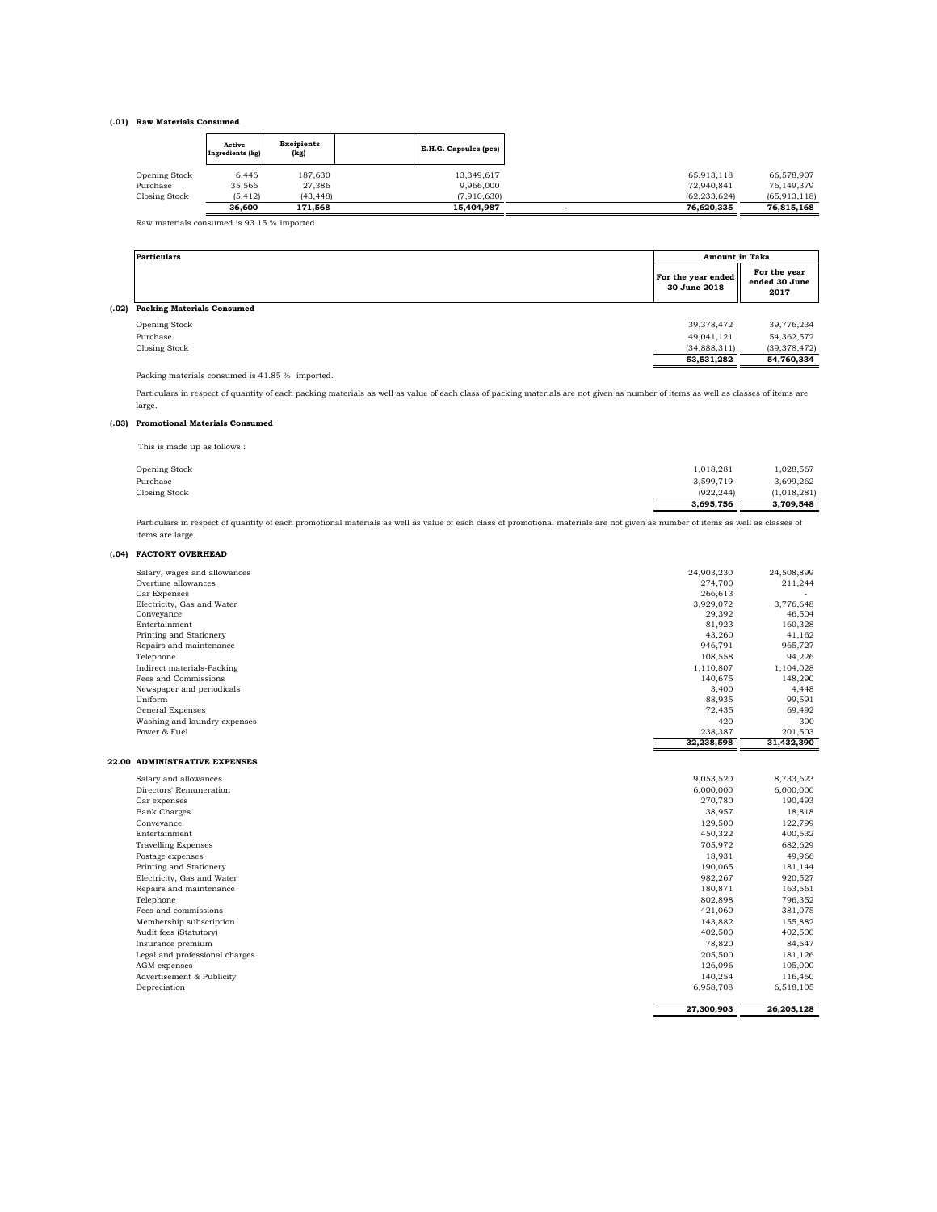### (.01) Raw Materials Consumed

| | Active Ingredients (kg) | Excipients (kg) | | E.H.G. Capsules (pcs) | | For the year ended 30 June 2018 | For the year ended 30 June 2017 |
|---|---|---|---|---|---|---|---|
| Opening Stock | 6,446 | 187,630 | | 13,349,617 | | 65,913,118 | 66,578,907 |
| Purchase | 35,566 | 27,386 | | 9,966,000 | | 72,940,841 | 76,149,379 |
| Closing Stock | (5,412) | (43,448) | | (7,910,630) | | (62,233,624) | (65,913,118) |
| | **36,600** | **171,568** | | **15,404,987** | - | **76,620,335** | **76,815,168** |

Raw materials consumed is 93.15 % imported.

| Particulars | Amount in Taka | |
|---|---|---|
| | For the year ended 30 June 2018 | For the year ended 30 June 2017 |

### (.02) Packing Materials Consumed

| | For the year ended 30 June 2018 | For the year ended 30 June 2017 |
|---|---|---|
| Opening Stock | 39,378,472 | 39,776,234 |
| Purchase | 49,041,121 | 54,362,572 |
| Closing Stock | (34,888,311) | (39,378,472) |
| | **53,531,282** | **54,760,334** |

Packing materials consumed is 41.85 % imported.

Particulars in respect of quantity of each packing materials as well as value of each class of packing materials are not given as number of items as well as classes of items are large.

### (.03) Promotional Materials Consumed

This is made up as follows :

| | For the year ended 30 June 2018 | For the year ended 30 June 2017 |
|---|---|---|
| Opening Stock | 1,018,281 | 1,028,567 |
| Purchase | 3,599,719 | 3,699,262 |
| Closing Stock | (922,244) | (1,018,281) |
| | **3,695,756** | **3,709,548** |

Particulars in respect of quantity of each promotional materials as well as value of each class of promotional materials are not given as number of items as well as classes of items are large.

### (.04) FACTORY OVERHEAD

| | For the year ended 30 June 2018 | For the year ended 30 June 2017 |
|---|---|---|
| Salary, wages and allowances | 24,903,230 | 24,508,899 |
| Overtime allowances | 274,700 | 211,244 |
| Car Expenses | 266,613 | - |
| Electricity, Gas and Water | 3,929,072 | 3,776,648 |
| Conveyance | 29,392 | 46,504 |
| Entertainment | 81,923 | 160,328 |
| Printing and Stationery | 43,260 | 41,162 |
| Repairs and maintenance | 946,791 | 965,727 |
| Telephone | 108,558 | 94,226 |
| Indirect materials-Packing | 1,110,807 | 1,104,028 |
| Fees and Commissions | 140,675 | 148,290 |
| Newspaper and periodicals | 3,400 | 4,448 |
| Uniform | 88,935 | 99,591 |
| General Expenses | 72,435 | 69,492 |
| Washing and laundry expenses | 420 | 300 |
| Power & Fuel | 238,387 | 201,503 |
| | **32,238,598** | **31,432,390** |

## 22.00 ADMINISTRATIVE EXPENSES

| | For the year ended 30 June 2018 | For the year ended 30 June 2017 |
|---|---|---|
| Salary and allowances | 9,053,520 | 8,733,623 |
| Directors' Remuneration | 6,000,000 | 6,000,000 |
| Car expenses | 270,780 | 190,493 |
| Bank Charges | 38,957 | 18,818 |
| Conveyance | 129,500 | 122,799 |
| Entertainment | 450,322 | 400,532 |
| Travelling Expenses | 705,972 | 682,629 |
| Postage expenses | 18,931 | 49,966 |
| Printing and Stationery | 190,065 | 181,144 |
| Electricity, Gas and Water | 982,267 | 920,527 |
| Repairs and maintenance | 180,871 | 163,561 |
| Telephone | 802,898 | 796,352 |
| Fees and commissions | 421,060 | 381,075 |
| Membership subscription | 143,882 | 155,882 |
| Audit fees (Statutory) | 402,500 | 402,500 |
| Insurance premium | 78,820 | 84,547 |
| Legal and professional charges | 205,500 | 181,126 |
| AGM expenses | 126,096 | 105,000 |
| Advertisement & Publicity | 140,254 | 116,450 |
| Depreciation | 6,958,708 | 6,518,105 |
| | **27,300,903** | **26,205,128** |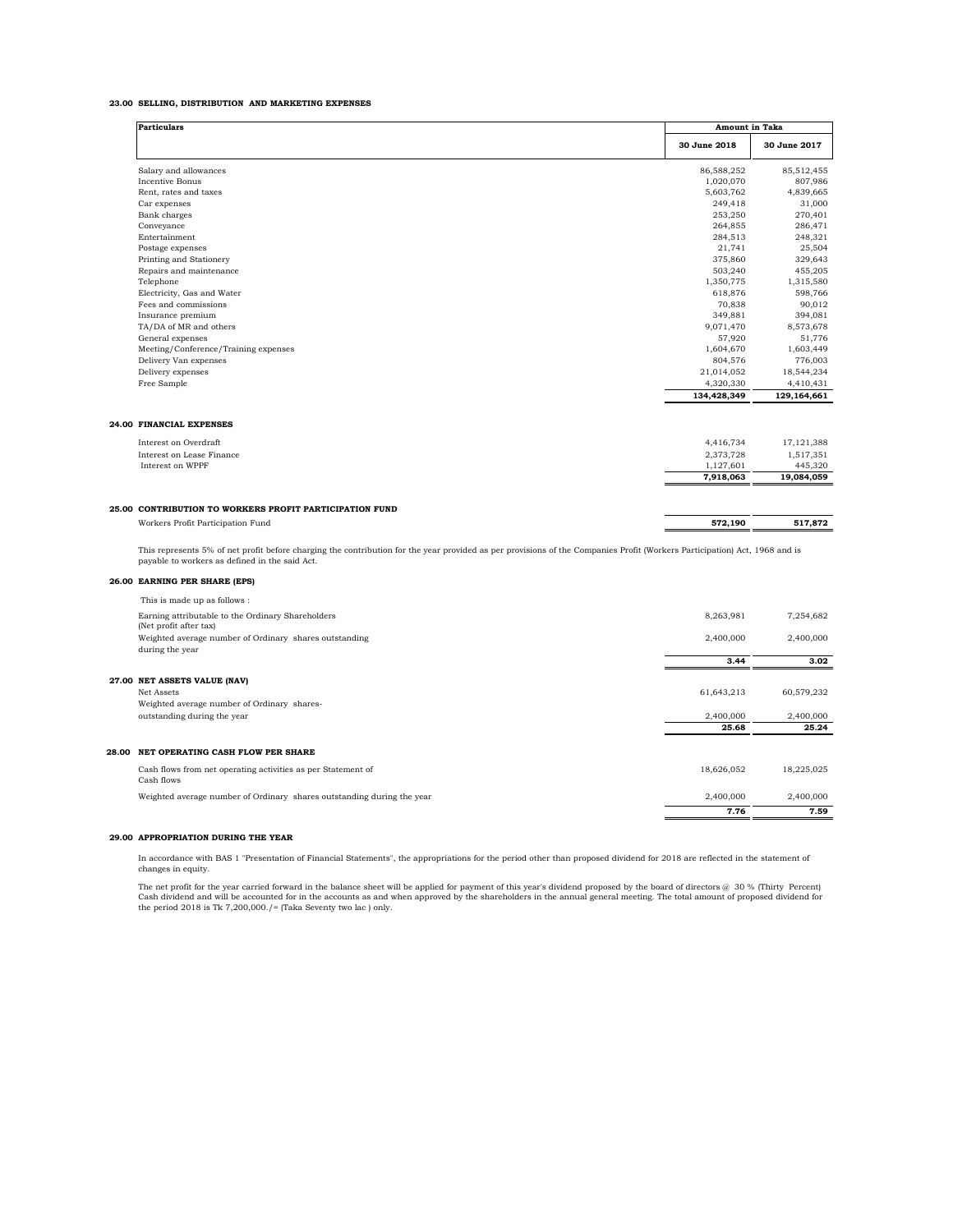## 23.00 SELLING, DISTRIBUTION AND MARKETING EXPENSES

| Particulars | Amount in Taka | |
|---|---|---|
| | 30 June 2018 | 30 June 2017 |
| Salary and allowances | 86,588,252 | 85,512,455 |
| Incentive Bonus | 1,020,070 | 807,986 |
| Rent, rates and taxes | 5,603,762 | 4,839,665 |
| Car expenses | 249,418 | 31,000 |
| Bank charges | 253,250 | 270,401 |
| Conveyance | 264,855 | 286,471 |
| Entertainment | 284,513 | 248,321 |
| Postage expenses | 21,741 | 25,504 |
| Printing and Stationery | 375,860 | 329,643 |
| Repairs and maintenance | 503,240 | 455,205 |
| Telephone | 1,350,775 | 1,315,580 |
| Electricity, Gas and Water | 618,876 | 598,766 |
| Fees and commissions | 70,838 | 90,012 |
| Insurance premium | 349,881 | 394,081 |
| TA/DA of MR and others | 9,071,470 | 8,573,678 |
| General expenses | 57,920 | 51,776 |
| Meeting/Conference/Training expenses | 1,604,670 | 1,603,449 |
| Delivery Van expenses | 804,576 | 776,003 |
| Delivery expenses | 21,014,052 | 18,544,234 |
| Free Sample | 4,320,330 | 4,410,431 |
| | **134,428,349** | **129,164,661** |

## 24.00 FINANCIAL EXPENSES

| Particulars | 30 June 2018 | 30 June 2017 |
|---|---|---|
| Interest on Overdraft | 4,416,734 | 17,121,388 |
| Interest on Lease Finance | 2,373,728 | 1,517,351 |
| Interest on WPPF | 1,127,601 | 445,320 |
| | **7,918,063** | **19,084,059** |

## 25.00 CONTRIBUTION TO WORKERS PROFIT PARTICIPATION FUND

| Particulars | 30 June 2018 | 30 June 2017 |
|---|---|---|
| Workers Profit Participation Fund | **572,190** | **517,872** |

This represents 5% of net profit before charging the contribution for the year provided as per provisions of the Companies Profit (Workers Participation) Act, 1968 and is payable to workers as defined in the said Act.

## 26.00 EARNING PER SHARE (EPS)

This is made up as follows :

| Particulars | 30 June 2018 | 30 June 2017 |
|---|---|---|
| Earning attributable to the Ordinary Shareholders (Net profit after tax) | 8,263,981 | 7,254,682 |
| Weighted average number of Ordinary shares outstanding during the year | 2,400,000 | 2,400,000 |
| | **3.44** | **3.02** |

## 27.00 NET ASSETS VALUE (NAV)

| Particulars | 30 June 2018 | 30 June 2017 |
|---|---|---|
| Net Assets | 61,643,213 | 60,579,232 |
| Weighted average number of Ordinary shares- outstanding during the year | 2,400,000 | 2,400,000 |
| | **25.68** | **25.24** |

## 28.00 NET OPERATING CASH FLOW PER SHARE

| Particulars | 30 June 2018 | 30 June 2017 |
|---|---|---|
| Cash flows from net operating activities as per Statement of Cash flows | 18,626,052 | 18,225,025 |
| Weighted average number of Ordinary shares outstanding during the year | 2,400,000 | 2,400,000 |
| | **7.76** | **7.59** |

## 29.00 APPROPRIATION DURING THE YEAR

In accordance with BAS 1 "Presentation of Financial Statements", the appropriations for the period other than proposed dividend for 2018 are reflected in the statement of changes in equity.

The net profit for the year carried forward in the balance sheet will be applied for payment of this year's dividend proposed by the board of directors @ 30 % (Thirty Percent) Cash dividend and will be accounted for in the accounts as and when approved by the shareholders in the annual general meeting. The total amount of proposed dividend for the period 2018 is Tk 7,200,000./= (Taka Seventy two lac ) only.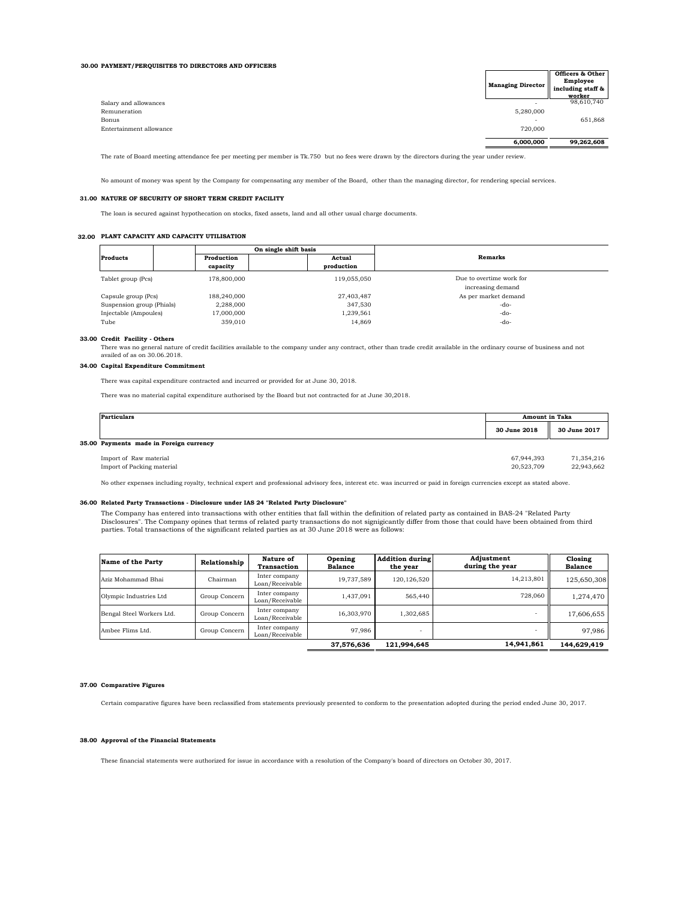**30.00 PAYMENT/PERQUISITES TO DIRECTORS AND OFFICERS**

| | Managing Director | Officers & Other Employee including staff & worker |
|---|---|---|
| Salary and allowances | - | 98,610,740 |
| Remuneration | 5,280,000 | |
| Bonus | - | 651,868 |
| Entertainment allowance | 720,000 | |
| | **6,000,000** | **99,262,608** |

The rate of Board meeting attendance fee per meeting per member is Tk.750 but no fees were drawn by the directors during the year under review.

No amount of money was spent by the Company for compensating any member of the Board, other than the managing director, for rendering special services.

**31.00 NATURE OF SECURITY OF SHORT TERM CREDIT FACILITY**

The loan is secured against hypothecation on stocks, fixed assets, land and all other usual charge documents.

**32.00 PLANT CAPACITY AND CAPACITY UTILISATION**

| Products | On single shift basis | | Remarks |
|---|---|---|---|
| | Production capacity | Actual production | |
| Tablet group (Pcs) | 178,800,000 | 119,055,050 | Due to overtime work for increasing demand |
| Capsule group (Pcs) | 188,240,000 | 27,403,487 | As per market demand |
| Suspension group (Phials) | 2,288,000 | 347,530 | -do- |
| Injectable (Ampoules) | 17,000,000 | 1,239,561 | -do- |
| Tube | 359,010 | 14,869 | -do- |

**33.00 Credit Facility - Others**

There was no general nature of credit facilities available to the company under any contract, other than trade credit available in the ordinary course of business and not availed of as on 30.06.2018.

**34.00 Capital Expenditure Commitment**

There was capital expenditure contracted and incurred or provided for at June 30, 2018.

There was no material capital expenditure authorised by the Board but not contracted for at June 30,2018.

| Particulars | Amount in Taka | |
|---|---|---|
| | 30 June 2018 | 30 June 2017 |
| **35.00 Payments made in Foreign currency** | | |
| Import of Raw material | 67,944,393 | 71,354,216 |
| Import of Packing material | 20,523,709 | 22,943,662 |

No other expenses including royalty, technical expert and professional advisory fees, interest etc. was incurred or paid in foreign currencies except as stated above.

**36.00 Related Party Transactions - Disclosure under IAS 24 "Related Party Disclosure"**

The Company has entered into transactions with other entities that fall within the definition of related party as contained in BAS-24 "Related Party Disclosures". The Company opines that terms of related party transactions do not signigicantly differ from those that could have been obtained from third parties. Total transactions of the significant related parties as at 30 June 2018 were as follows:

| Name of the Party | Relationship | Nature of Transaction | Opening Balance | Addition during the year | Adjustment during the year | Closing Balance |
|---|---|---|---|---|---|---|
| Aziz Mohammad Bhai | Chairman | Inter company Loan/Receivable | 19,737,589 | 120,126,520 | 14,213,801 | 125,650,308 |
| Olympic Industries Ltd | Group Concern | Inter company Loan/Receivable | 1,437,091 | 565,440 | 728,060 | 1,274,470 |
| Bengal Steel Workers Ltd. | Group Concern | Inter company Loan/Receivable | 16,303,970 | 1,302,685 | - | 17,606,655 |
| Ambee Flims Ltd. | Group Concern | Inter company Loan/Receivable | 97,986 | - | - | 97,986 |
| | | | **37,576,636** | **121,994,645** | **14,941,861** | **144,629,419** |

**37.00 Comparative Figures**

Certain comparative figures have been reclassified from statements previously presented to conform to the presentation adopted during the period ended June 30, 2017.

**38.00 Approval of the Financial Statements**

These financial statements were authorized for issue in accordance with a resolution of the Company's board of directors on October 30, 2017.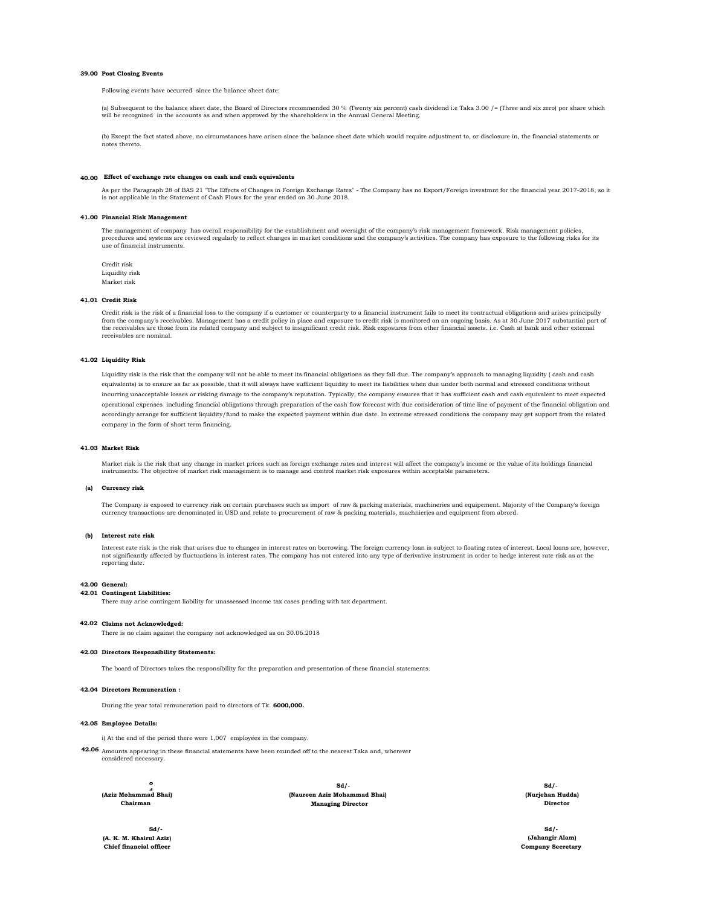**39.00 Post Closing Events**

Following events have occurred since the balance sheet date:

(a) Subsequent to the balance sheet date, the Board of Directors recommended 30 % (Twenty six percent) cash dividend i.e Taka 3.00 /= (Three and six zero) per share which will be recognized in the accounts as and when approved by the shareholders in the Annual General Meeting.

(b) Except the fact stated above, no circumstances have arisen since the balance sheet date which would require adjustment to, or disclosure in, the financial statements or notes thereto.

**40.00 Effect of exchange rate changes on cash and cash equivalents**

As per the Paragraph 28 of BAS 21 "The Effects of Changes in Foreign Exchange Rates" - The Company has no Export/Foreign investmnt for the financial year 2017-2018, so it is not applicable in the Statement of Cash Flows for the year ended on 30 June 2018.

**41.00 Financial Risk Management**

The management of company has overall responsibility for the establishment and oversight of the company's risk management framework. Risk management policies, procedures and systems are reviewed regularly to reflect changes in market conditions and the company's activities. The company has exposure to the following risks for its use of financial instruments.

Credit risk
Liquidity risk
Market risk

**41.01 Credit Risk**

Credit risk is the risk of a financial loss to the company if a customer or counterparty to a financial instrument fails to meet its contractual obligations and arises principally from the company's receivables. Management has a credit policy in place and exposure to credit risk is monitored on an ongoing basis. As at 30 June 2017 substantial part of the receivables are those from its related company and subject to insignificant credit risk. Risk exposures from other financial assets. i.e. Cash at bank and other external receivables are nominal.

**41.02 Liquidity Risk**

Liquidity risk is the risk that the company will not be able to meet its financial obligations as they fall due. The company's approach to managing liquidity ( cash and cash equivalents) is to ensure as far as possible, that it will always have sufficient liquidity to meet its liabilities when due under both normal and stressed conditions without incurring unacceptable losses or risking damage to the company's reputation. Typically, the company ensures that it has sufficient cash and cash equivalent to meet expected operational expenses including financial obligations through preparation of the cash flow forecast with due consideration of time line of payment of the financial obligation and accordingly arrange for sufficient liquidity/fund to make the expected payment within due date. In extreme stressed conditions the company may get support from the related company in the form of short term financing.

**41.03 Market Risk**

Market risk is the risk that any change in market prices such as foreign exchange rates and interest will affect the company's income or the value of its holdings financial instruments. The objective of market risk management is to manage and control market risk exposures within acceptable parameters.

**(a) Currency risk**

The Company is exposed to currency risk on certain purchases such as import of raw & packing materials, machineries and equipement. Majority of the Company's foreign currency transactions are denominated in USD and relate to procurement of raw & packing materials, machnieries and equipment from abrord.

**(b) Interest rate risk**

Interest rate risk is the risk that arises due to changes in interest rates on borrowing. The foreign currency loan is subject to floating rates of interest. Local loans are, however, not significantly affected by fluctuations in interest rates. The company has not entered into any type of derivative instrument in order to hedge interest rate risk as at the reporting date.

**42.00 General:**

**42.01 Contingent Liabilities:**

There may arise contingent liability for unassessed income tax cases pending with tax department.

**42.02 Claims not Acknowledged:**

There is no claim against the company not acknowledged as on 30.06.2018

**42.03 Directors Responsibility Statements:**

The board of Directors takes the responsibility for the preparation and presentation of these financial statements.

**42.04 Directors Remuneration :**

During the year total remuneration paid to directors of Tk. **6000,000.**

**42.05 Employee Details:**

i) At the end of the period there were 1,007 employees in the company.

**42.06** Amounts appearing in these financial statements have been rounded off to the nearest Taka and, wherever considered necessary.

| | | |
|---|---|---|
| Sd/- | Sd/- | Sd/- |
| **(Aziz Mohammad Bhai)** | **(Naureen Aziz Mohammad Bhai)** | **(Nurjehan Hudda)** |
| **Chairman** | **Managing Director** | **Director** |

| | |
|---|---|
| **Sd/-** | **Sd/-** |
| **(A. K. M. Khairul Aziz)** | **(Jahangir Alam)** |
| **Chief financial officer** | **Company Secretary** |